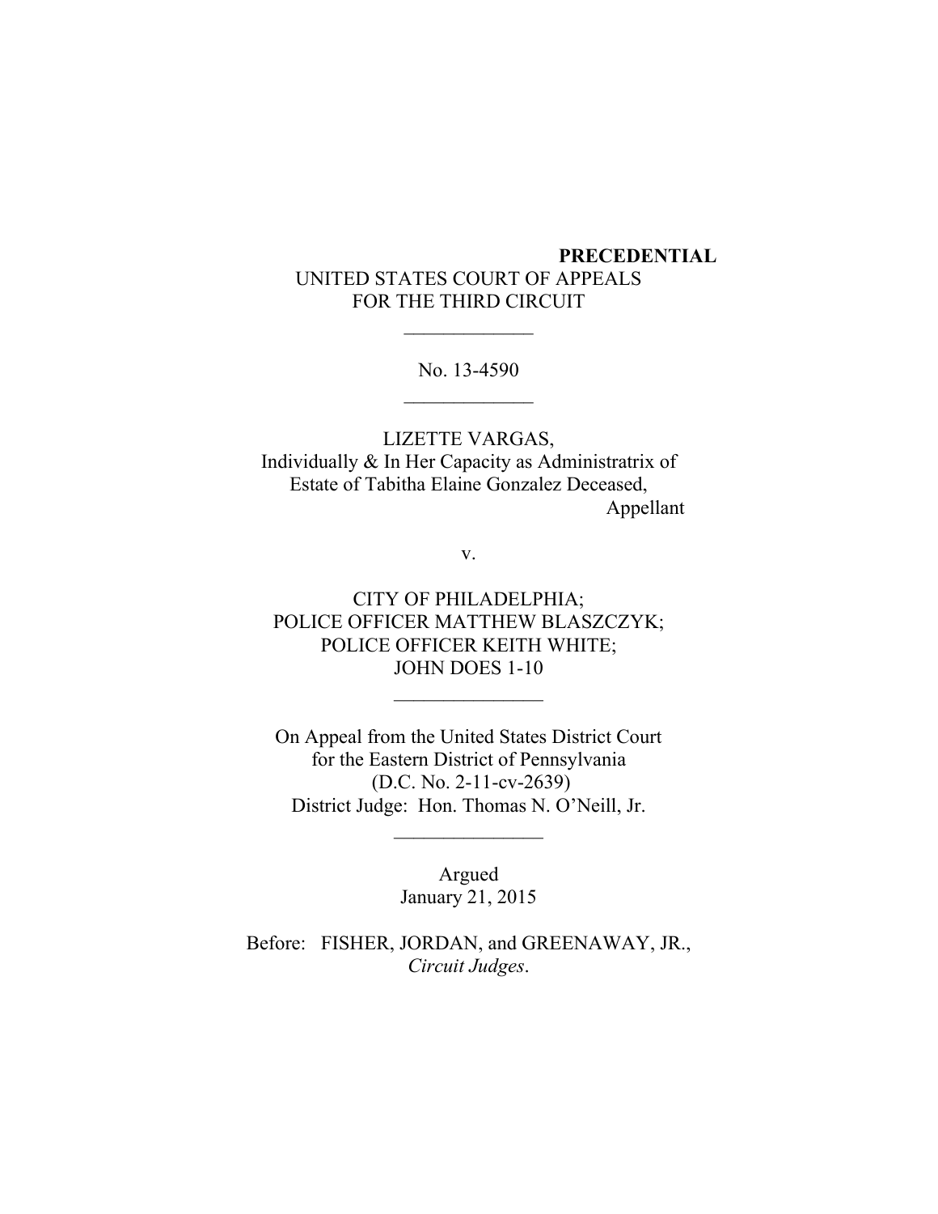**PRECEDENTIAL**

UNITED STATES COURT OF APPEALS
FOR THE THIRD CIRCUIT

\_\_\_\_\_\_\_\_\_\_\_\_\_

No. 13-4590

\_\_\_\_\_\_\_\_\_\_\_\_\_

LIZETTE VARGAS,
Individually & In Her Capacity as Administratrix of
Estate of Tabitha Elaine Gonzalez Deceased,
Appellant

v.

CITY OF PHILADELPHIA;
POLICE OFFICER MATTHEW BLASZCZYK;
POLICE OFFICER KEITH WHITE;
JOHN DOES 1-10

\_\_\_\_\_\_\_\_\_\_\_\_\_\_\_

On Appeal from the United States District Court
for the Eastern District of Pennsylvania
(D.C. No. 2-11-cv-2639)
District Judge: Hon. Thomas N. O'Neill, Jr.

\_\_\_\_\_\_\_\_\_\_\_\_\_\_\_

Argued
January 21, 2015

Before: FISHER, JORDAN, and GREENAWAY, JR.,
*Circuit Judges*.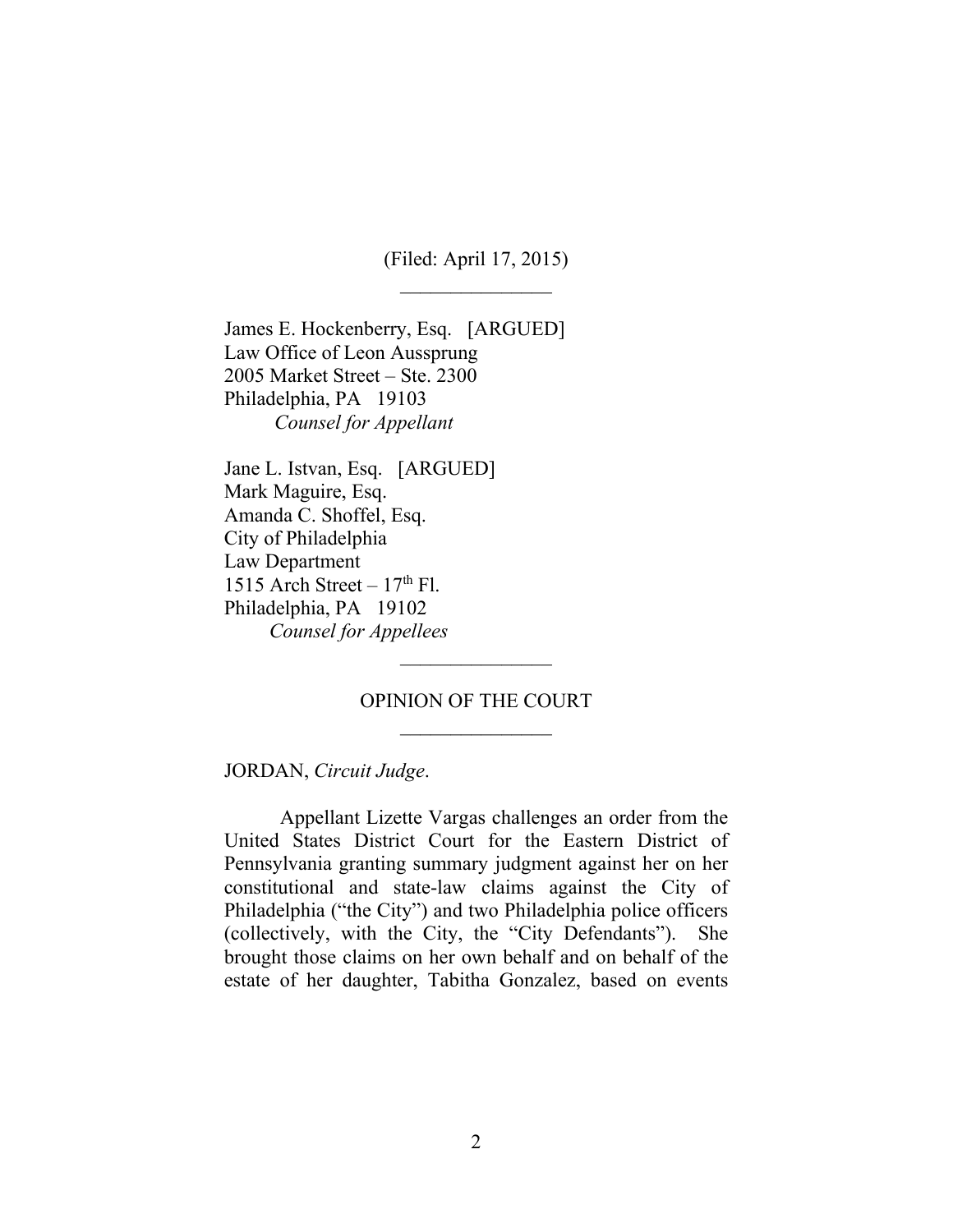(Filed: April 17, 2015)

\_\_\_\_\_\_\_\_\_\_\_\_\_\_\_

James E. Hockenberry, Esq. [ARGUED]
Law Office of Leon Aussprung
2005 Market Street – Ste. 2300
Philadelphia, PA 19103
*Counsel for Appellant*

Jane L. Istvan, Esq. [ARGUED]
Mark Maguire, Esq.
Amanda C. Shoffel, Esq.
City of Philadelphia
Law Department
1515 Arch Street – 17th Fl.
Philadelphia, PA 19102
*Counsel for Appellees*

\_\_\_\_\_\_\_\_\_\_\_\_\_\_\_

OPINION OF THE COURT

\_\_\_\_\_\_\_\_\_\_\_\_\_\_\_

JORDAN, *Circuit Judge*.

Appellant Lizette Vargas challenges an order from the United States District Court for the Eastern District of Pennsylvania granting summary judgment against her on her constitutional and state-law claims against the City of Philadelphia ("the City") and two Philadelphia police officers (collectively, with the City, the "City Defendants"). She brought those claims on her own behalf and on behalf of the estate of her daughter, Tabitha Gonzalez, based on events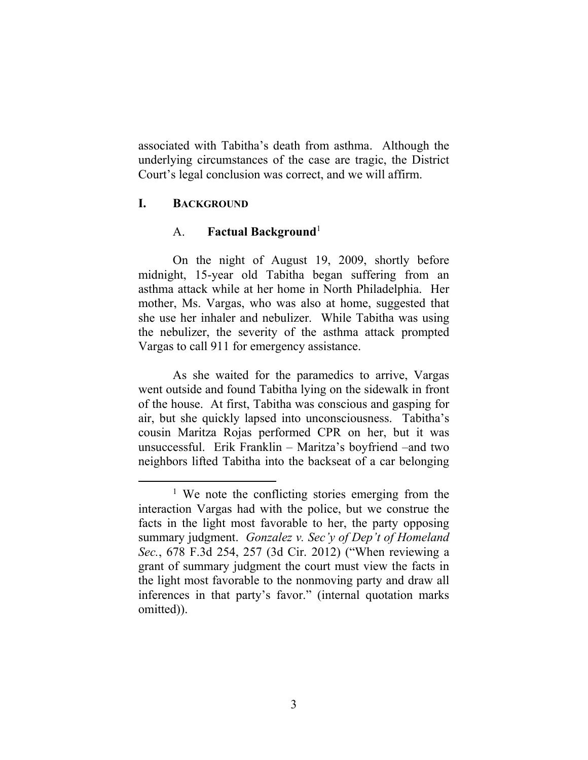associated with Tabitha's death from asthma. Although the underlying circumstances of the case are tragic, the District Court's legal conclusion was correct, and we will affirm.

## I. BACKGROUND

### A. Factual Background[1]

On the night of August 19, 2009, shortly before midnight, 15-year old Tabitha began suffering from an asthma attack while at her home in North Philadelphia. Her mother, Ms. Vargas, who was also at home, suggested that she use her inhaler and nebulizer. While Tabitha was using the nebulizer, the severity of the asthma attack prompted Vargas to call 911 for emergency assistance.

As she waited for the paramedics to arrive, Vargas went outside and found Tabitha lying on the sidewalk in front of the house. At first, Tabitha was conscious and gasping for air, but she quickly lapsed into unconsciousness. Tabitha's cousin Maritza Rojas performed CPR on her, but it was unsuccessful. Erik Franklin – Maritza's boyfriend –and two neighbors lifted Tabitha into the backseat of a car belonging

---

[1] We note the conflicting stories emerging from the interaction Vargas had with the police, but we construe the facts in the light most favorable to her, the party opposing summary judgment. *Gonzalez v. Sec'y of Dep't of Homeland Sec.*, 678 F.3d 254, 257 (3d Cir. 2012) ("When reviewing a grant of summary judgment the court must view the facts in the light most favorable to the nonmoving party and draw all inferences in that party's favor." (internal quotation marks omitted)).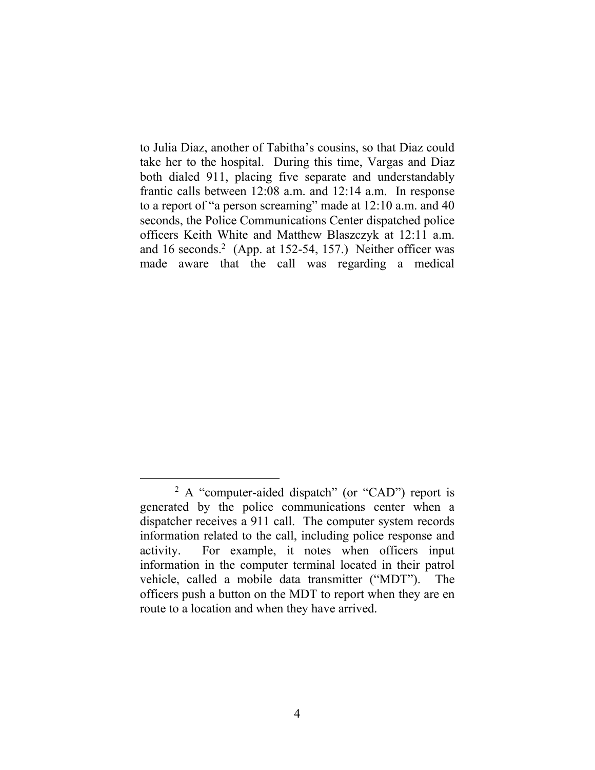to Julia Diaz, another of Tabitha's cousins, so that Diaz could take her to the hospital. During this time, Vargas and Diaz both dialed 911, placing five separate and understandably frantic calls between 12:08 a.m. and 12:14 a.m. In response to a report of "a person screaming" made at 12:10 a.m. and 40 seconds, the Police Communications Center dispatched police officers Keith White and Matthew Blaszczyk at 12:11 a.m. and 16 seconds.[2] (App. at 152-54, 157.) Neither officer was made aware that the call was regarding a medical

---

[2] A "computer-aided dispatch" (or "CAD") report is generated by the police communications center when a dispatcher receives a 911 call. The computer system records information related to the call, including police response and activity. For example, it notes when officers input information in the computer terminal located in their patrol vehicle, called a mobile data transmitter ("MDT"). The officers push a button on the MDT to report when they are en route to a location and when they have arrived.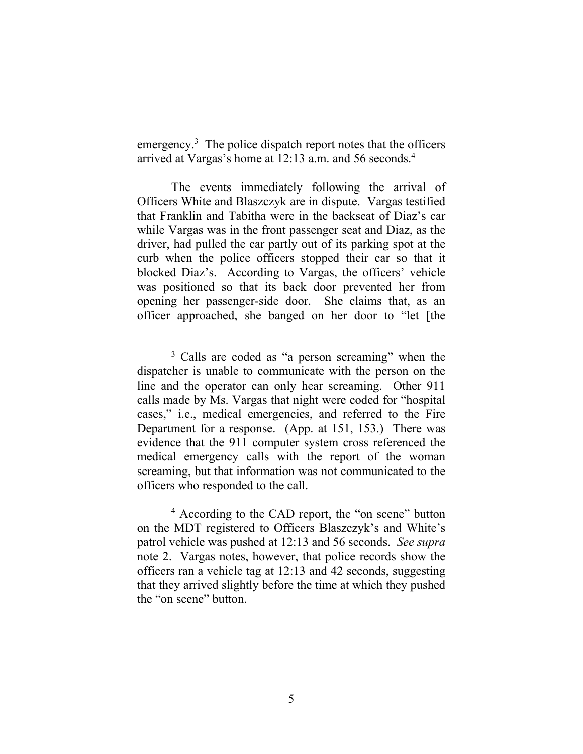emergency.[3] The police dispatch report notes that the officers arrived at Vargas's home at 12:13 a.m. and 56 seconds.[4]

The events immediately following the arrival of Officers White and Blaszczyk are in dispute. Vargas testified that Franklin and Tabitha were in the backseat of Diaz's car while Vargas was in the front passenger seat and Diaz, as the driver, had pulled the car partly out of its parking spot at the curb when the police officers stopped their car so that it blocked Diaz's. According to Vargas, the officers' vehicle was positioned so that its back door prevented her from opening her passenger-side door. She claims that, as an officer approached, she banged on her door to "let [the

---

[3] Calls are coded as "a person screaming" when the dispatcher is unable to communicate with the person on the line and the operator can only hear screaming. Other 911 calls made by Ms. Vargas that night were coded for "hospital cases," i.e., medical emergencies, and referred to the Fire Department for a response. (App. at 151, 153.) There was evidence that the 911 computer system cross referenced the medical emergency calls with the report of the woman screaming, but that information was not communicated to the officers who responded to the call.

[4] According to the CAD report, the "on scene" button on the MDT registered to Officers Blaszczyk's and White's patrol vehicle was pushed at 12:13 and 56 seconds. *See supra* note 2. Vargas notes, however, that police records show the officers ran a vehicle tag at 12:13 and 42 seconds, suggesting that they arrived slightly before the time at which they pushed the "on scene" button.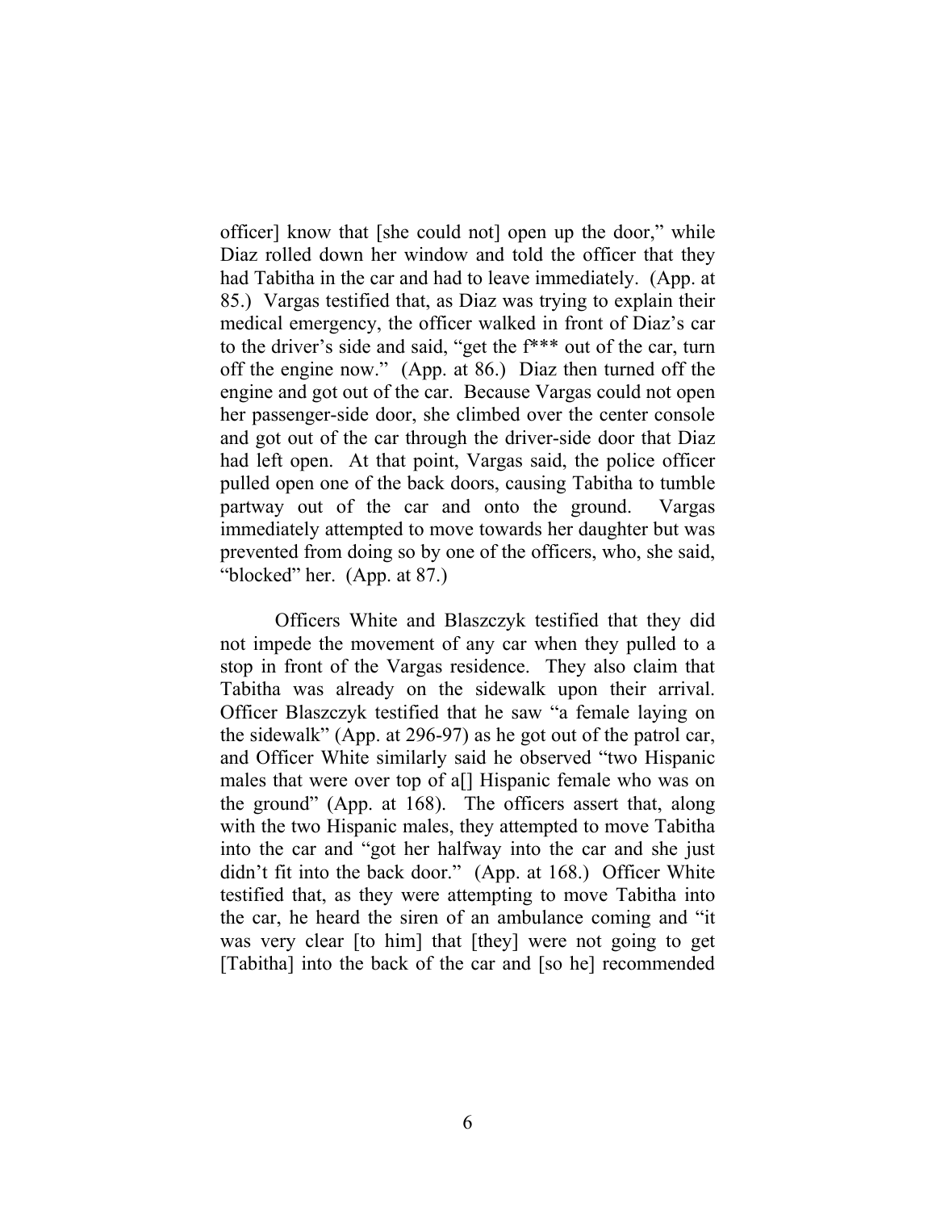officer] know that [she could not] open up the door," while Diaz rolled down her window and told the officer that they had Tabitha in the car and had to leave immediately. (App. at 85.) Vargas testified that, as Diaz was trying to explain their medical emergency, the officer walked in front of Diaz's car to the driver's side and said, "get the f*** out of the car, turn off the engine now." (App. at 86.) Diaz then turned off the engine and got out of the car. Because Vargas could not open her passenger-side door, she climbed over the center console and got out of the car through the driver-side door that Diaz had left open. At that point, Vargas said, the police officer pulled open one of the back doors, causing Tabitha to tumble partway out of the car and onto the ground. Vargas immediately attempted to move towards her daughter but was prevented from doing so by one of the officers, who, she said, "blocked" her. (App. at 87.)

Officers White and Blaszczyk testified that they did not impede the movement of any car when they pulled to a stop in front of the Vargas residence. They also claim that Tabitha was already on the sidewalk upon their arrival. Officer Blaszczyk testified that he saw "a female laying on the sidewalk" (App. at 296-97) as he got out of the patrol car, and Officer White similarly said he observed "two Hispanic males that were over top of a[] Hispanic female who was on the ground" (App. at 168). The officers assert that, along with the two Hispanic males, they attempted to move Tabitha into the car and "got her halfway into the car and she just didn't fit into the back door." (App. at 168.) Officer White testified that, as they were attempting to move Tabitha into the car, he heard the siren of an ambulance coming and "it was very clear [to him] that [they] were not going to get [Tabitha] into the back of the car and [so he] recommended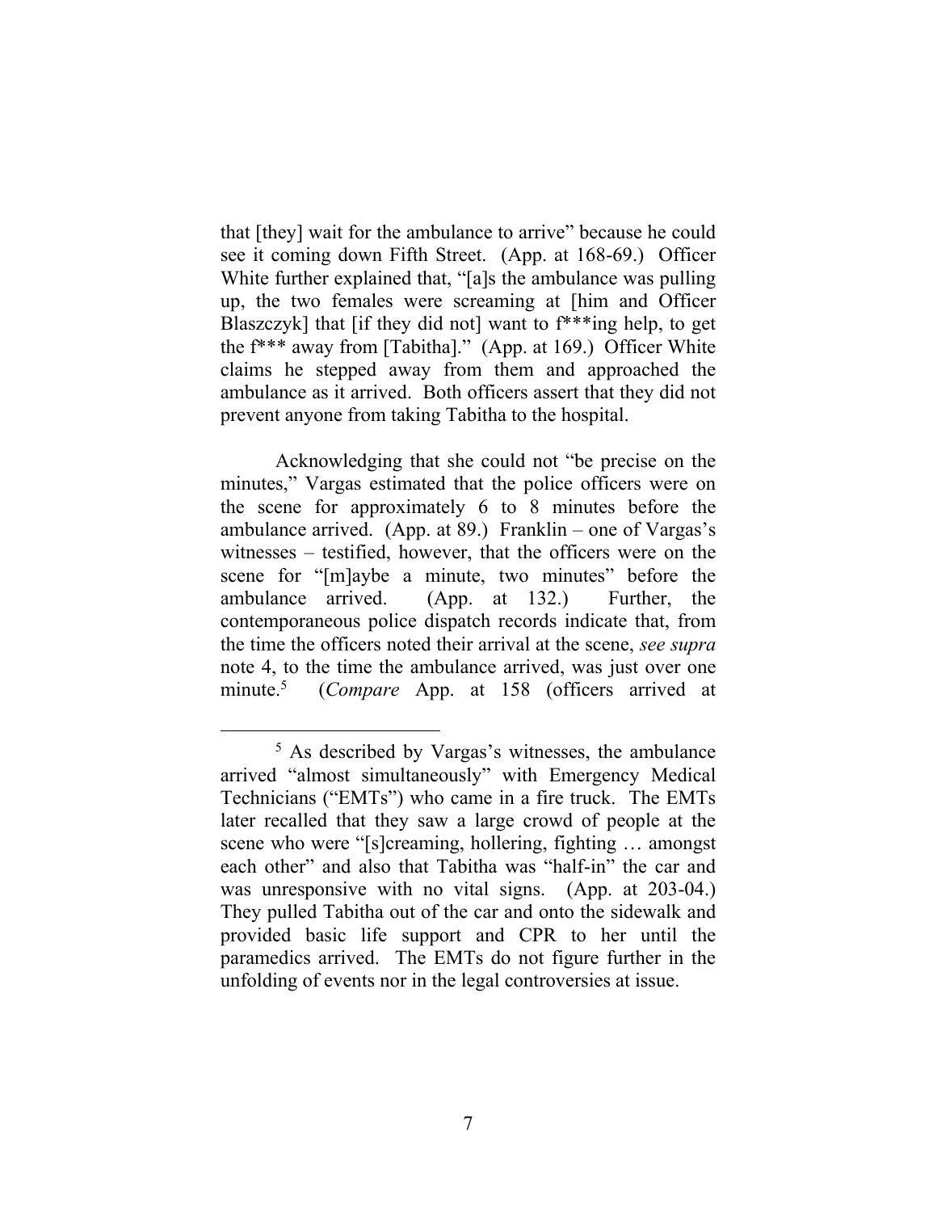that [they] wait for the ambulance to arrive" because he could see it coming down Fifth Street. (App. at 168-69.) Officer White further explained that, "[a]s the ambulance was pulling up, the two females were screaming at [him and Officer Blaszczyk] that [if they did not] want to f***ing help, to get the f*** away from [Tabitha]." (App. at 169.) Officer White claims he stepped away from them and approached the ambulance as it arrived. Both officers assert that they did not prevent anyone from taking Tabitha to the hospital.

Acknowledging that she could not "be precise on the minutes," Vargas estimated that the police officers were on the scene for approximately 6 to 8 minutes before the ambulance arrived. (App. at 89.) Franklin – one of Vargas's witnesses – testified, however, that the officers were on the scene for "[m]aybe a minute, two minutes" before the ambulance arrived. (App. at 132.) Further, the contemporaneous police dispatch records indicate that, from the time the officers noted their arrival at the scene, *see supra* note 4, to the time the ambulance arrived, was just over one minute.[5] (*Compare* App. at 158 (officers arrived at

---

[5] As described by Vargas's witnesses, the ambulance arrived "almost simultaneously" with Emergency Medical Technicians ("EMTs") who came in a fire truck. The EMTs later recalled that they saw a large crowd of people at the scene who were "[s]creaming, hollering, fighting … amongst each other" and also that Tabitha was "half-in" the car and was unresponsive with no vital signs. (App. at 203-04.) They pulled Tabitha out of the car and onto the sidewalk and provided basic life support and CPR to her until the paramedics arrived. The EMTs do not figure further in the unfolding of events nor in the legal controversies at issue.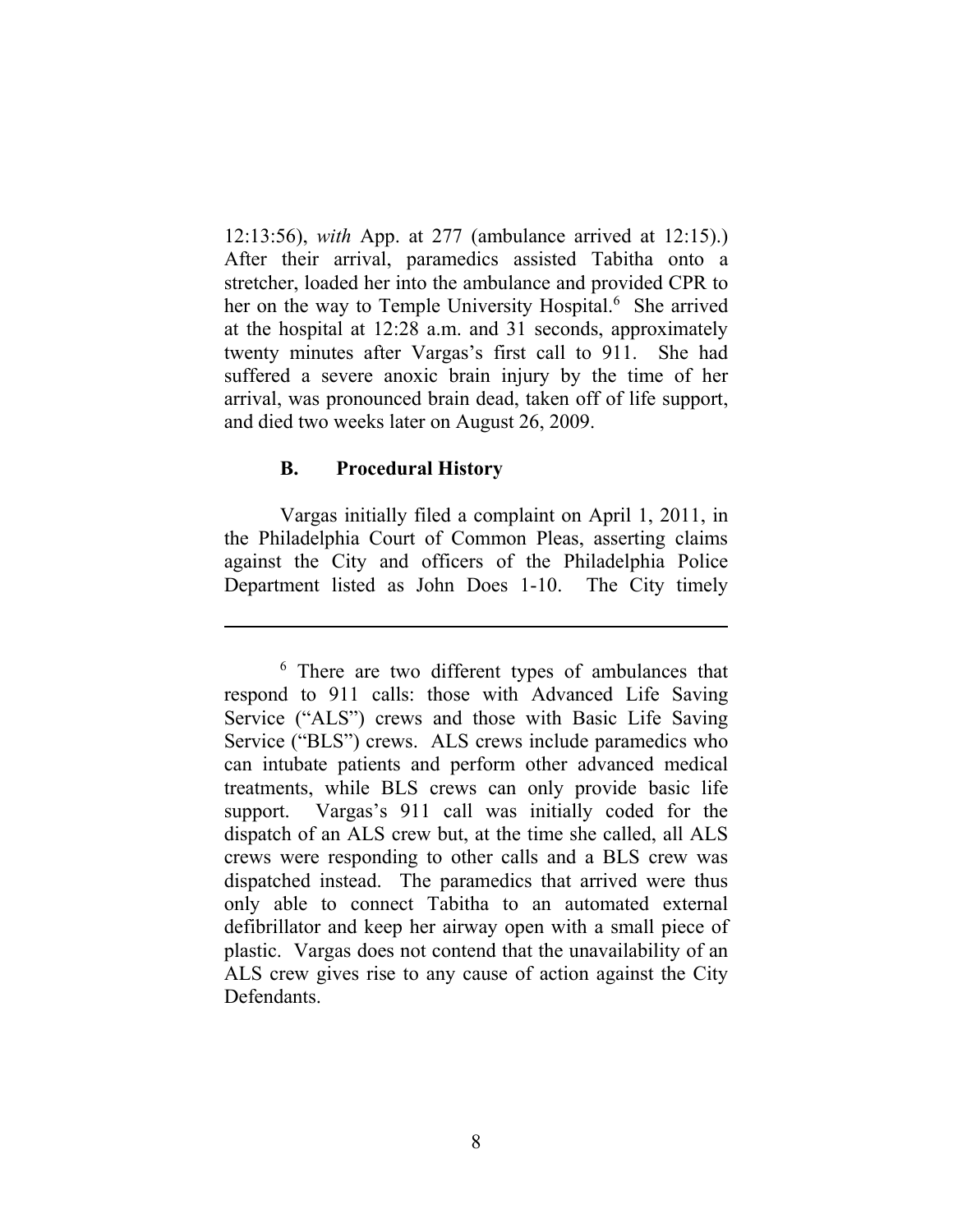12:13:56), *with* App. at 277 (ambulance arrived at 12:15).) After their arrival, paramedics assisted Tabitha onto a stretcher, loaded her into the ambulance and provided CPR to her on the way to Temple University Hospital.[6] She arrived at the hospital at 12:28 a.m. and 31 seconds, approximately twenty minutes after Vargas's first call to 911. She had suffered a severe anoxic brain injury by the time of her arrival, was pronounced brain dead, taken off of life support, and died two weeks later on August 26, 2009.

### B. Procedural History

Vargas initially filed a complaint on April 1, 2011, in the Philadelphia Court of Common Pleas, asserting claims against the City and officers of the Philadelphia Police Department listed as John Does 1-10. The City timely

---

[6] There are two different types of ambulances that respond to 911 calls: those with Advanced Life Saving Service ("ALS") crews and those with Basic Life Saving Service ("BLS") crews. ALS crews include paramedics who can intubate patients and perform other advanced medical treatments, while BLS crews can only provide basic life support. Vargas's 911 call was initially coded for the dispatch of an ALS crew but, at the time she called, all ALS crews were responding to other calls and a BLS crew was dispatched instead. The paramedics that arrived were thus only able to connect Tabitha to an automated external defibrillator and keep her airway open with a small piece of plastic. Vargas does not contend that the unavailability of an ALS crew gives rise to any cause of action against the City Defendants.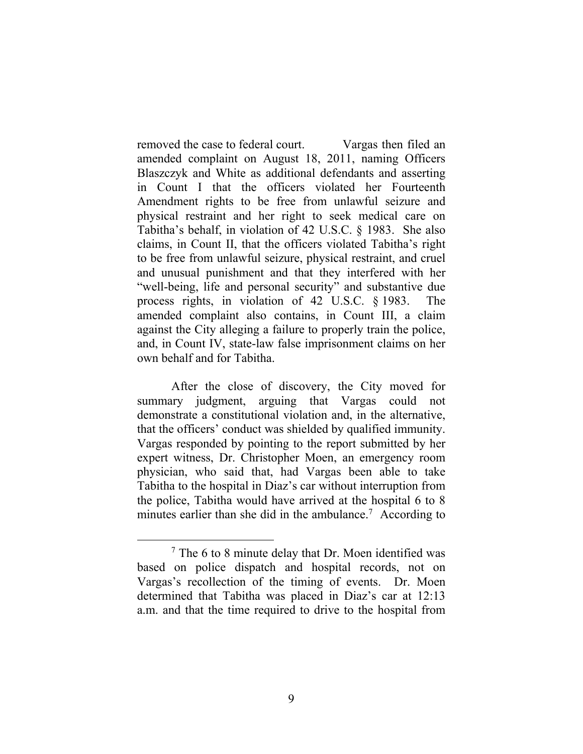removed the case to federal court. Vargas then filed an amended complaint on August 18, 2011, naming Officers Blaszczyk and White as additional defendants and asserting in Count I that the officers violated her Fourteenth Amendment rights to be free from unlawful seizure and physical restraint and her right to seek medical care on Tabitha's behalf, in violation of 42 U.S.C. § 1983. She also claims, in Count II, that the officers violated Tabitha's right to be free from unlawful seizure, physical restraint, and cruel and unusual punishment and that they interfered with her "well-being, life and personal security" and substantive due process rights, in violation of 42 U.S.C. § 1983. The amended complaint also contains, in Count III, a claim against the City alleging a failure to properly train the police, and, in Count IV, state-law false imprisonment claims on her own behalf and for Tabitha.

After the close of discovery, the City moved for summary judgment, arguing that Vargas could not demonstrate a constitutional violation and, in the alternative, that the officers' conduct was shielded by qualified immunity. Vargas responded by pointing to the report submitted by her expert witness, Dr. Christopher Moen, an emergency room physician, who said that, had Vargas been able to take Tabitha to the hospital in Diaz's car without interruption from the police, Tabitha would have arrived at the hospital 6 to 8 minutes earlier than she did in the ambulance.[7] According to

---

[7] The 6 to 8 minute delay that Dr. Moen identified was based on police dispatch and hospital records, not on Vargas's recollection of the timing of events. Dr. Moen determined that Tabitha was placed in Diaz's car at 12:13 a.m. and that the time required to drive to the hospital from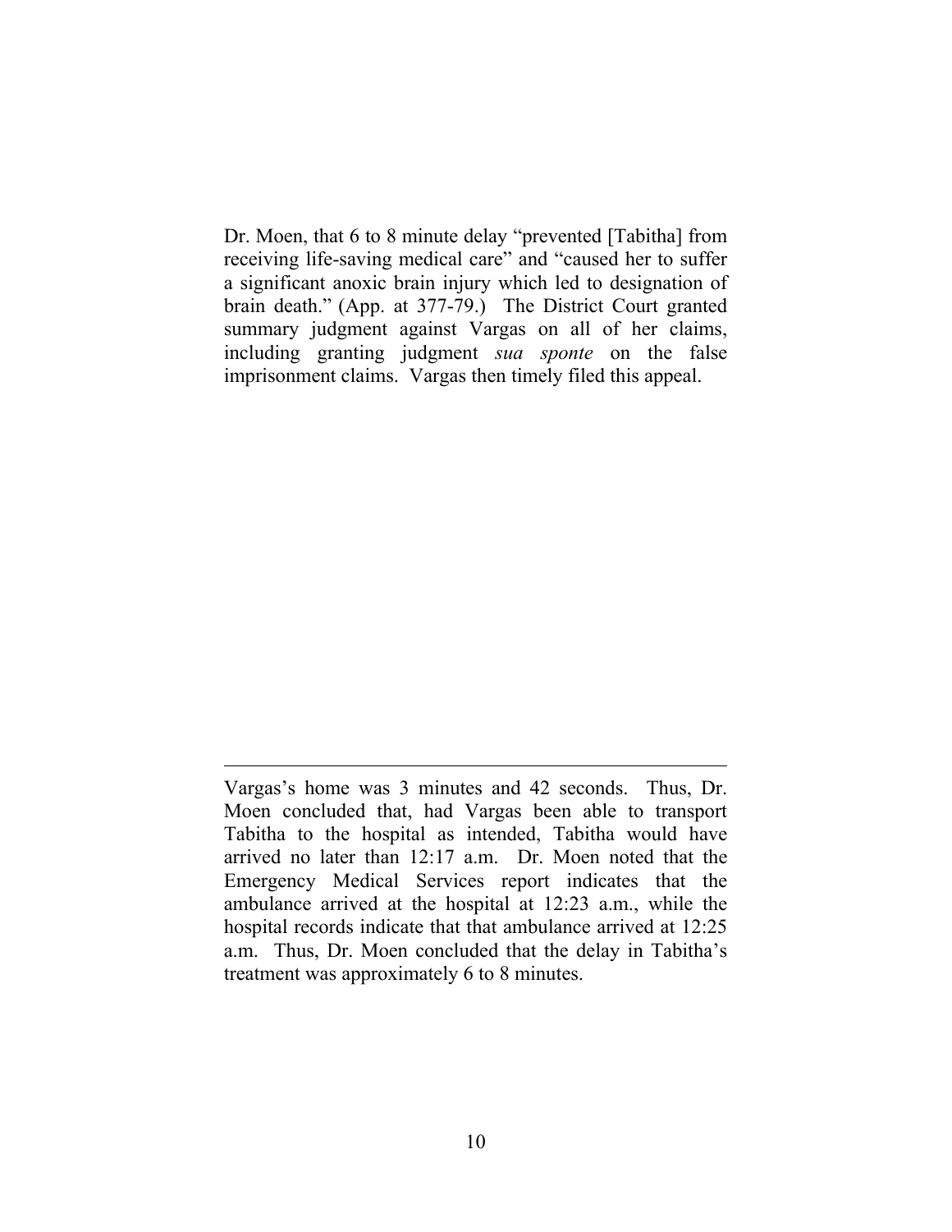Dr. Moen, that 6 to 8 minute delay "prevented [Tabitha] from receiving life-saving medical care" and "caused her to suffer a significant anoxic brain injury which led to designation of brain death." (App. at 377-79.) The District Court granted summary judgment against Vargas on all of her claims, including granting judgment *sua sponte* on the false imprisonment claims. Vargas then timely filed this appeal.

---

Vargas's home was 3 minutes and 42 seconds. Thus, Dr. Moen concluded that, had Vargas been able to transport Tabitha to the hospital as intended, Tabitha would have arrived no later than 12:17 a.m. Dr. Moen noted that the Emergency Medical Services report indicates that the ambulance arrived at the hospital at 12:23 a.m., while the hospital records indicate that that ambulance arrived at 12:25 a.m. Thus, Dr. Moen concluded that the delay in Tabitha's treatment was approximately 6 to 8 minutes.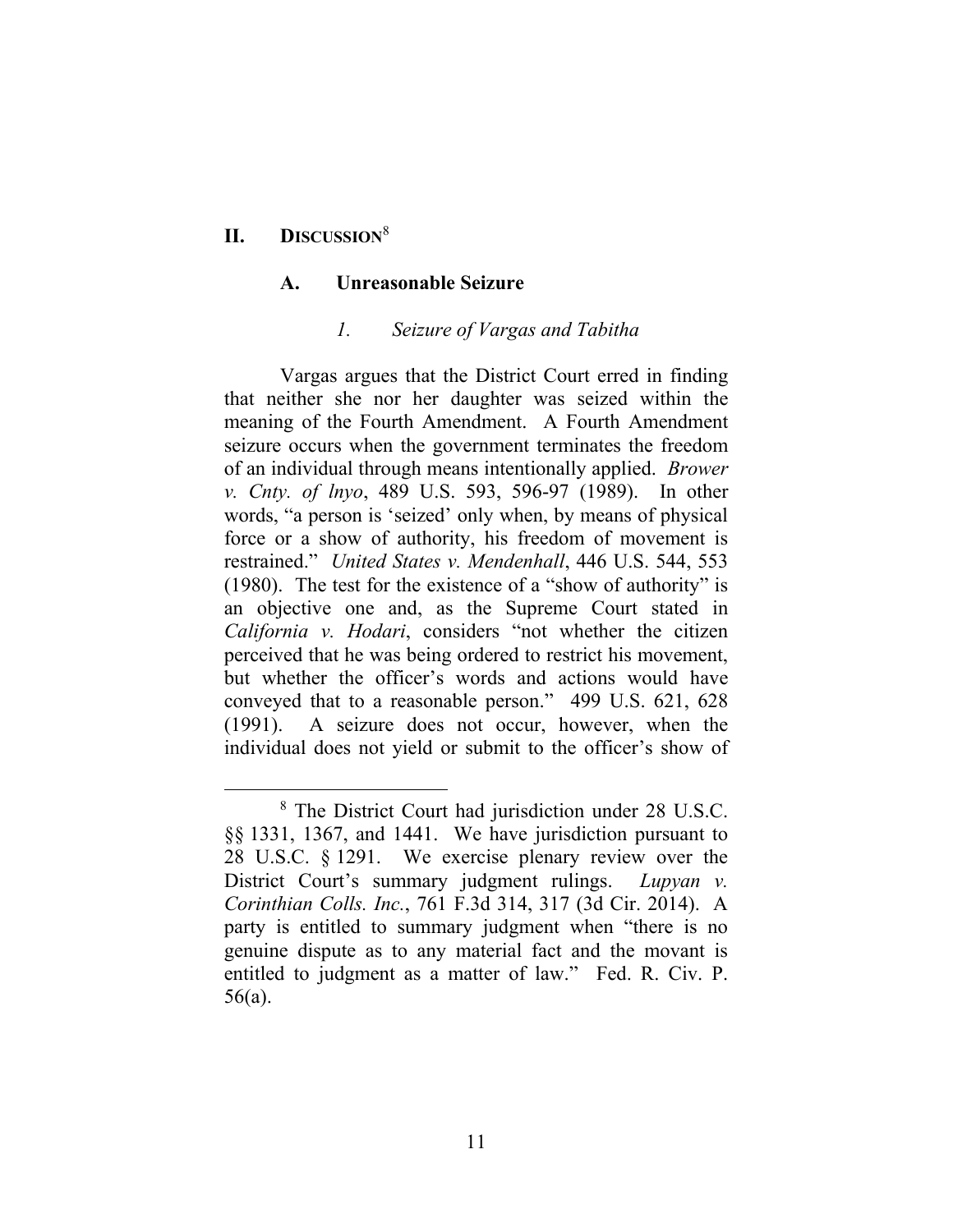## II. DISCUSSION[8]

### A. Unreasonable Seizure

#### *1. Seizure of Vargas and Tabitha*

Vargas argues that the District Court erred in finding that neither she nor her daughter was seized within the meaning of the Fourth Amendment. A Fourth Amendment seizure occurs when the government terminates the freedom of an individual through means intentionally applied. *Brower v. Cnty. of lnyo*, 489 U.S. 593, 596-97 (1989). In other words, "a person is 'seized' only when, by means of physical force or a show of authority, his freedom of movement is restrained." *United States v. Mendenhall*, 446 U.S. 544, 553 (1980). The test for the existence of a "show of authority" is an objective one and, as the Supreme Court stated in *California v. Hodari*, considers "not whether the citizen perceived that he was being ordered to restrict his movement, but whether the officer's words and actions would have conveyed that to a reasonable person." 499 U.S. 621, 628 (1991). A seizure does not occur, however, when the individual does not yield or submit to the officer's show of

---

[8] The District Court had jurisdiction under 28 U.S.C. §§ 1331, 1367, and 1441. We have jurisdiction pursuant to 28 U.S.C. § 1291. We exercise plenary review over the District Court's summary judgment rulings. *Lupyan v. Corinthian Colls. Inc.*, 761 F.3d 314, 317 (3d Cir. 2014). A party is entitled to summary judgment when "there is no genuine dispute as to any material fact and the movant is entitled to judgment as a matter of law." Fed. R. Civ. P. 56(a).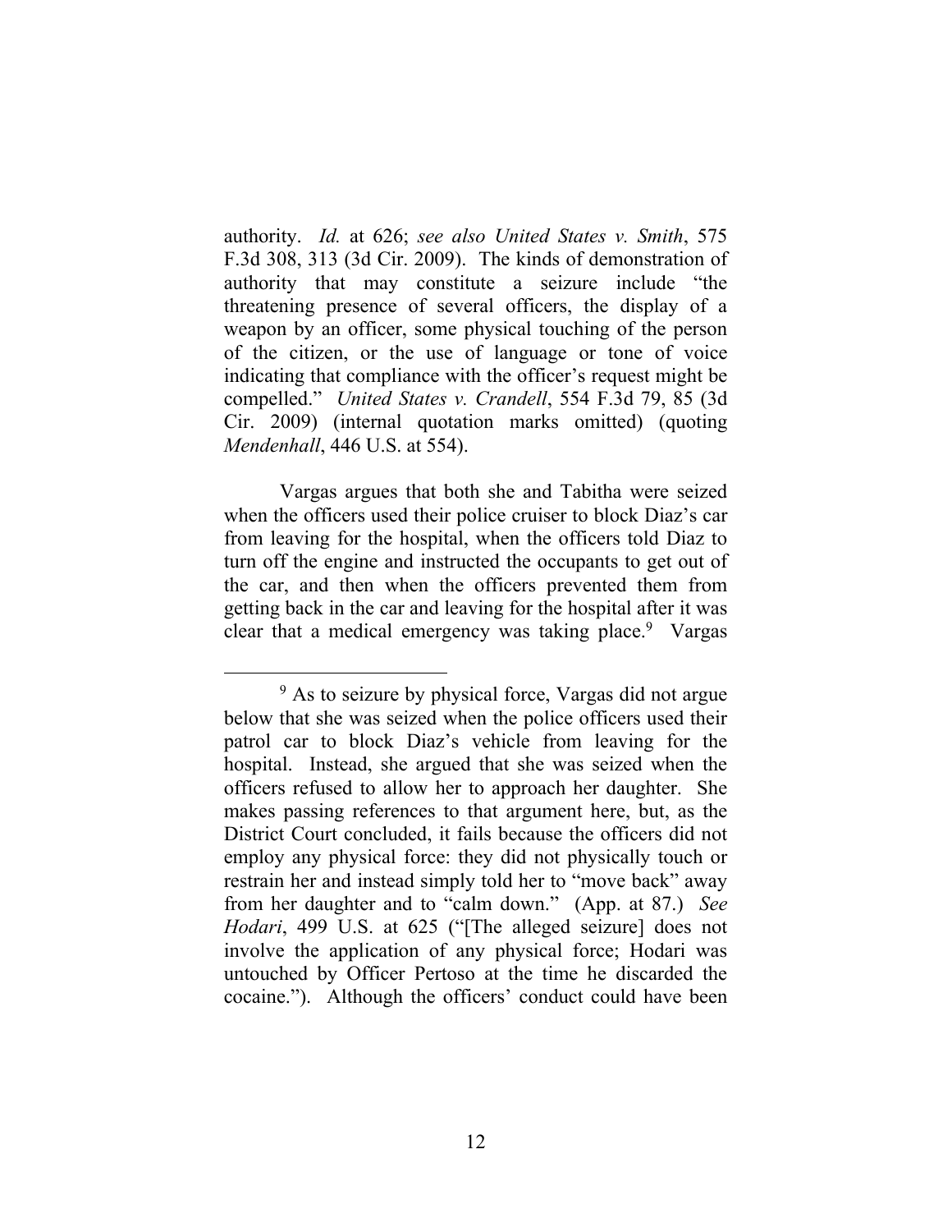authority. *Id.* at 626; *see also United States v. Smith*, 575 F.3d 308, 313 (3d Cir. 2009). The kinds of demonstration of authority that may constitute a seizure include "the threatening presence of several officers, the display of a weapon by an officer, some physical touching of the person of the citizen, or the use of language or tone of voice indicating that compliance with the officer's request might be compelled." *United States v. Crandell*, 554 F.3d 79, 85 (3d Cir. 2009) (internal quotation marks omitted) (quoting *Mendenhall*, 446 U.S. at 554).

Vargas argues that both she and Tabitha were seized when the officers used their police cruiser to block Diaz's car from leaving for the hospital, when the officers told Diaz to turn off the engine and instructed the occupants to get out of the car, and then when the officers prevented them from getting back in the car and leaving for the hospital after it was clear that a medical emergency was taking place.[9] Vargas

[9] As to seizure by physical force, Vargas did not argue below that she was seized when the police officers used their patrol car to block Diaz's vehicle from leaving for the hospital. Instead, she argued that she was seized when the officers refused to allow her to approach her daughter. She makes passing references to that argument here, but, as the District Court concluded, it fails because the officers did not employ any physical force: they did not physically touch or restrain her and instead simply told her to "move back" away from her daughter and to "calm down." (App. at 87.) *See Hodari*, 499 U.S. at 625 ("[The alleged seizure] does not involve the application of any physical force; Hodari was untouched by Officer Pertoso at the time he discarded the cocaine."). Although the officers' conduct could have been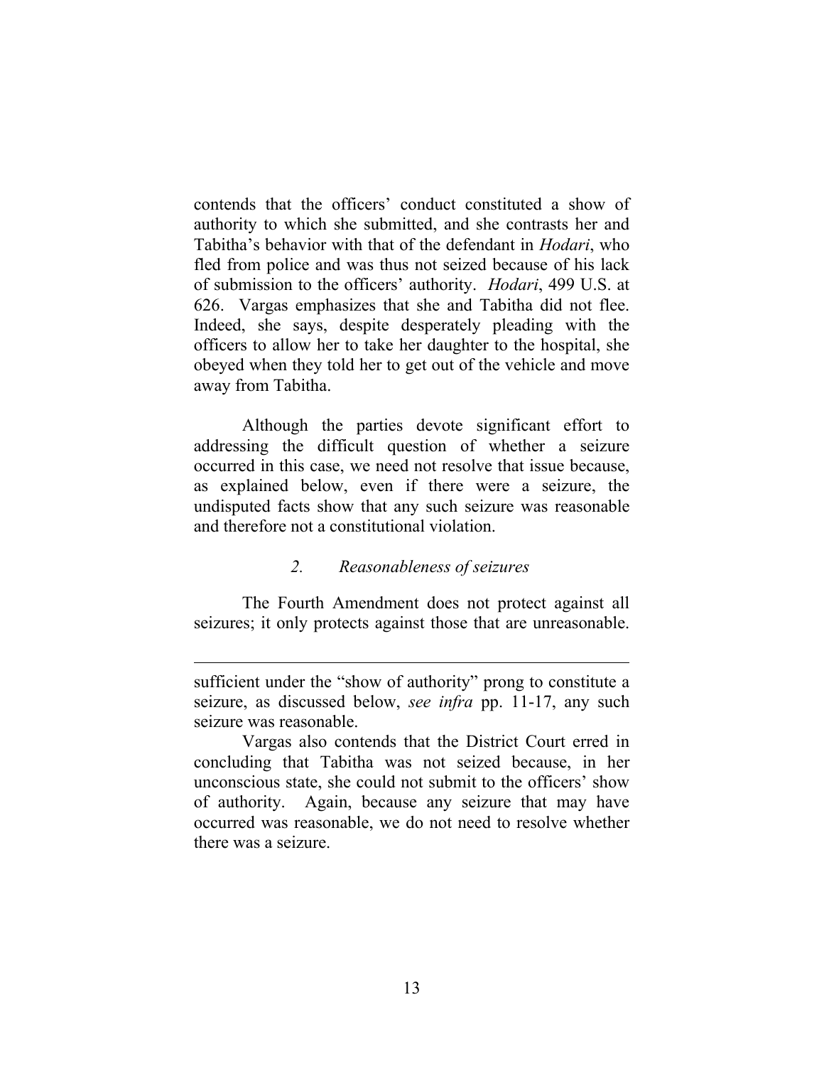contends that the officers' conduct constituted a show of authority to which she submitted, and she contrasts her and Tabitha's behavior with that of the defendant in *Hodari*, who fled from police and was thus not seized because of his lack of submission to the officers' authority. *Hodari*, 499 U.S. at 626. Vargas emphasizes that she and Tabitha did not flee. Indeed, she says, despite desperately pleading with the officers to allow her to take her daughter to the hospital, she obeyed when they told her to get out of the vehicle and move away from Tabitha.

Although the parties devote significant effort to addressing the difficult question of whether a seizure occurred in this case, we need not resolve that issue because, as explained below, even if there were a seizure, the undisputed facts show that any such seizure was reasonable and therefore not a constitutional violation.

### *2. Reasonableness of seizures*

The Fourth Amendment does not protect against all seizures; it only protects against those that are unreasonable.

---

sufficient under the "show of authority" prong to constitute a seizure, as discussed below, *see infra* pp. 11-17, any such seizure was reasonable.

Vargas also contends that the District Court erred in concluding that Tabitha was not seized because, in her unconscious state, she could not submit to the officers' show of authority. Again, because any seizure that may have occurred was reasonable, we do not need to resolve whether there was a seizure.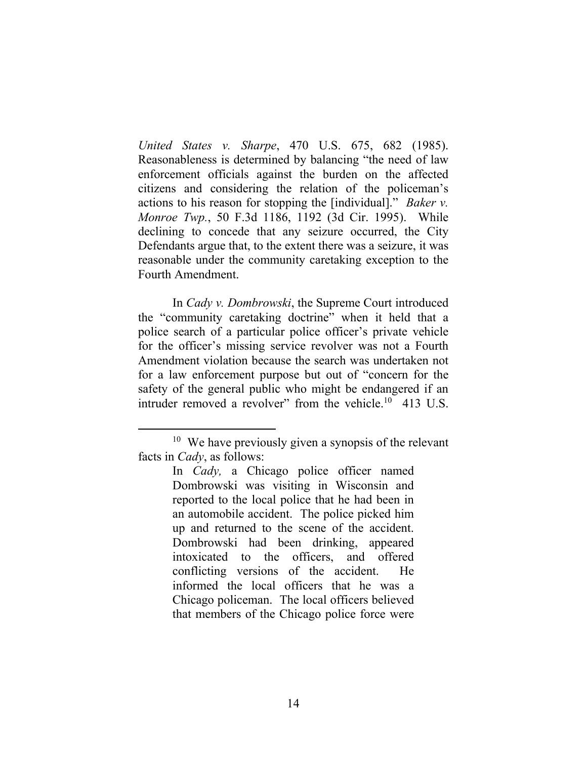*United States v. Sharpe*, 470 U.S. 675, 682 (1985). Reasonableness is determined by balancing "the need of law enforcement officials against the burden on the affected citizens and considering the relation of the policeman's actions to his reason for stopping the [individual]." *Baker v. Monroe Twp.*, 50 F.3d 1186, 1192 (3d Cir. 1995). While declining to concede that any seizure occurred, the City Defendants argue that, to the extent there was a seizure, it was reasonable under the community caretaking exception to the Fourth Amendment.

In *Cady v. Dombrowski*, the Supreme Court introduced the "community caretaking doctrine" when it held that a police search of a particular police officer's private vehicle for the officer's missing service revolver was not a Fourth Amendment violation because the search was undertaken not for a law enforcement purpose but out of "concern for the safety of the general public who might be endangered if an intruder removed a revolver" from the vehicle.[10] 413 U.S.

---

[10] We have previously given a synopsis of the relevant facts in *Cady*, as follows:

> In *Cady,* a Chicago police officer named Dombrowski was visiting in Wisconsin and reported to the local police that he had been in an automobile accident. The police picked him up and returned to the scene of the accident. Dombrowski had been drinking, appeared intoxicated to the officers, and offered conflicting versions of the accident. He informed the local officers that he was a Chicago policeman. The local officers believed that members of the Chicago police force were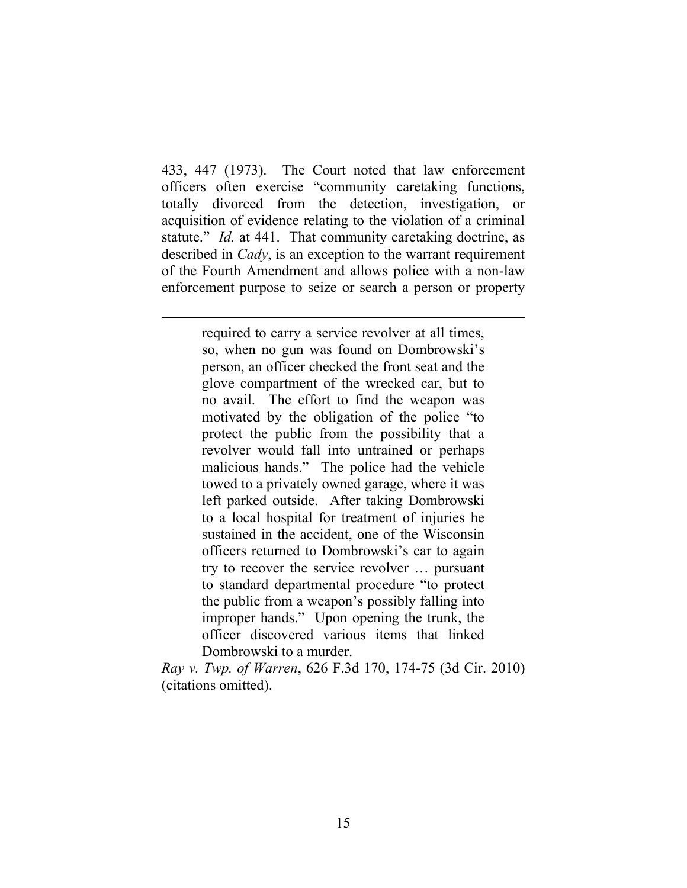433, 447 (1973). The Court noted that law enforcement officers often exercise "community caretaking functions, totally divorced from the detection, investigation, or acquisition of evidence relating to the violation of a criminal statute." *Id.* at 441. That community caretaking doctrine, as described in *Cady*, is an exception to the warrant requirement of the Fourth Amendment and allows police with a non-law enforcement purpose to seize or search a person or property

---

> required to carry a service revolver at all times, so, when no gun was found on Dombrowski's person, an officer checked the front seat and the glove compartment of the wrecked car, but to no avail. The effort to find the weapon was motivated by the obligation of the police "to protect the public from the possibility that a revolver would fall into untrained or perhaps malicious hands." The police had the vehicle towed to a privately owned garage, where it was left parked outside. After taking Dombrowski to a local hospital for treatment of injuries he sustained in the accident, one of the Wisconsin officers returned to Dombrowski's car to again try to recover the service revolver … pursuant to standard departmental procedure "to protect the public from a weapon's possibly falling into improper hands." Upon opening the trunk, the officer discovered various items that linked Dombrowski to a murder.

*Ray v. Twp. of Warren*, 626 F.3d 170, 174-75 (3d Cir. 2010) (citations omitted).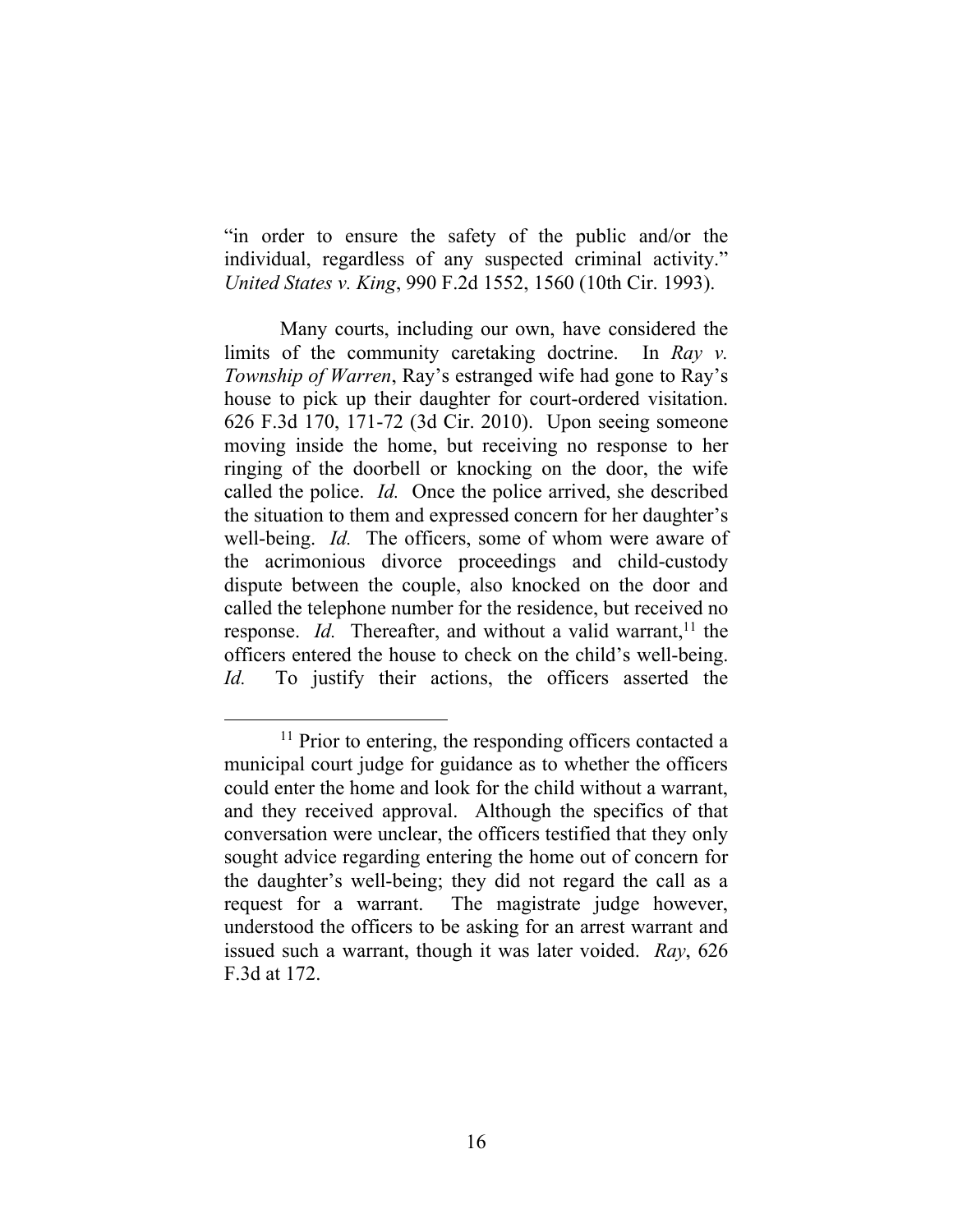"in order to ensure the safety of the public and/or the individual, regardless of any suspected criminal activity." *United States v. King*, 990 F.2d 1552, 1560 (10th Cir. 1993).

Many courts, including our own, have considered the limits of the community caretaking doctrine. In *Ray v. Township of Warren*, Ray's estranged wife had gone to Ray's house to pick up their daughter for court-ordered visitation. 626 F.3d 170, 171-72 (3d Cir. 2010). Upon seeing someone moving inside the home, but receiving no response to her ringing of the doorbell or knocking on the door, the wife called the police. *Id.* Once the police arrived, she described the situation to them and expressed concern for her daughter's well-being. *Id.* The officers, some of whom were aware of the acrimonious divorce proceedings and child-custody dispute between the couple, also knocked on the door and called the telephone number for the residence, but received no response. *Id.* Thereafter, and without a valid warrant,[11] the officers entered the house to check on the child's well-being. *Id.* To justify their actions, the officers asserted the

[11] Prior to entering, the responding officers contacted a municipal court judge for guidance as to whether the officers could enter the home and look for the child without a warrant, and they received approval. Although the specifics of that conversation were unclear, the officers testified that they only sought advice regarding entering the home out of concern for the daughter's well-being; they did not regard the call as a request for a warrant. The magistrate judge however, understood the officers to be asking for an arrest warrant and issued such a warrant, though it was later voided. *Ray*, 626 F.3d at 172.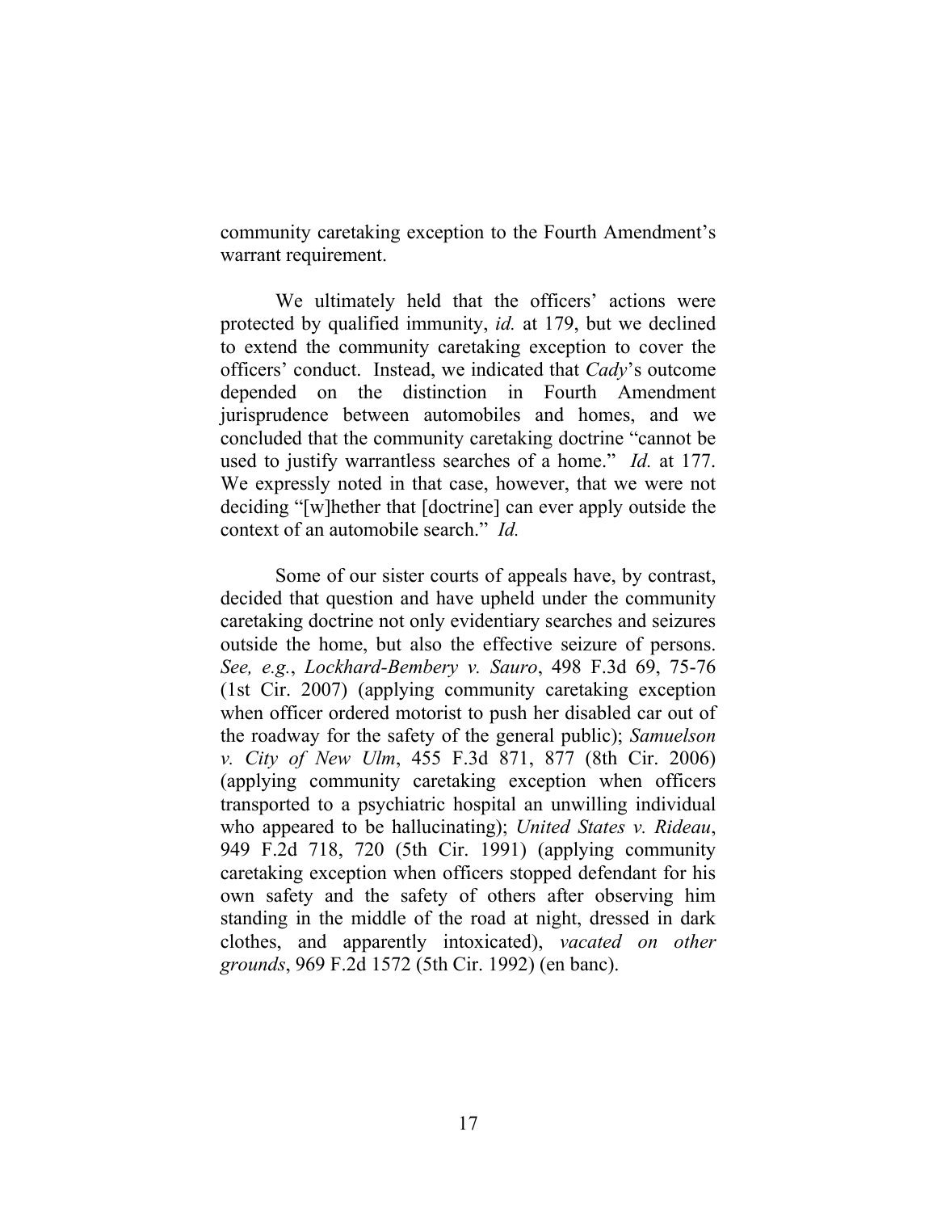community caretaking exception to the Fourth Amendment's warrant requirement.

We ultimately held that the officers' actions were protected by qualified immunity, *id.* at 179, but we declined to extend the community caretaking exception to cover the officers' conduct. Instead, we indicated that *Cady*'s outcome depended on the distinction in Fourth Amendment jurisprudence between automobiles and homes, and we concluded that the community caretaking doctrine "cannot be used to justify warrantless searches of a home." *Id.* at 177. We expressly noted in that case, however, that we were not deciding "[w]hether that [doctrine] can ever apply outside the context of an automobile search." *Id.*

Some of our sister courts of appeals have, by contrast, decided that question and have upheld under the community caretaking doctrine not only evidentiary searches and seizures outside the home, but also the effective seizure of persons. *See, e.g.*, *Lockhard-Bembery v. Sauro*, 498 F.3d 69, 75-76 (1st Cir. 2007) (applying community caretaking exception when officer ordered motorist to push her disabled car out of the roadway for the safety of the general public); *Samuelson v. City of New Ulm*, 455 F.3d 871, 877 (8th Cir. 2006) (applying community caretaking exception when officers transported to a psychiatric hospital an unwilling individual who appeared to be hallucinating); *United States v. Rideau*, 949 F.2d 718, 720 (5th Cir. 1991) (applying community caretaking exception when officers stopped defendant for his own safety and the safety of others after observing him standing in the middle of the road at night, dressed in dark clothes, and apparently intoxicated), *vacated on other grounds*, 969 F.2d 1572 (5th Cir. 1992) (en banc).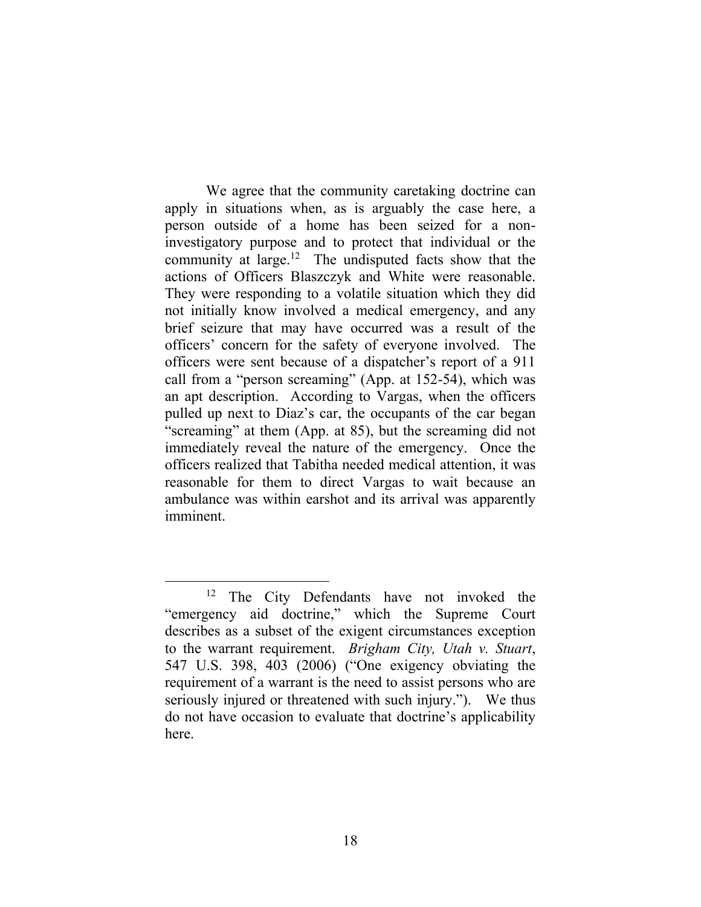We agree that the community caretaking doctrine can apply in situations when, as is arguably the case here, a person outside of a home has been seized for a non-investigatory purpose and to protect that individual or the community at large.[12] The undisputed facts show that the actions of Officers Blaszczyk and White were reasonable. They were responding to a volatile situation which they did not initially know involved a medical emergency, and any brief seizure that may have occurred was a result of the officers' concern for the safety of everyone involved. The officers were sent because of a dispatcher's report of a 911 call from a "person screaming" (App. at 152-54), which was an apt description. According to Vargas, when the officers pulled up next to Diaz's car, the occupants of the car began "screaming" at them (App. at 85), but the screaming did not immediately reveal the nature of the emergency. Once the officers realized that Tabitha needed medical attention, it was reasonable for them to direct Vargas to wait because an ambulance was within earshot and its arrival was apparently imminent.

---

[12] The City Defendants have not invoked the "emergency aid doctrine," which the Supreme Court describes as a subset of the exigent circumstances exception to the warrant requirement. *Brigham City, Utah v. Stuart*, 547 U.S. 398, 403 (2006) ("One exigency obviating the requirement of a warrant is the need to assist persons who are seriously injured or threatened with such injury."). We thus do not have occasion to evaluate that doctrine's applicability here.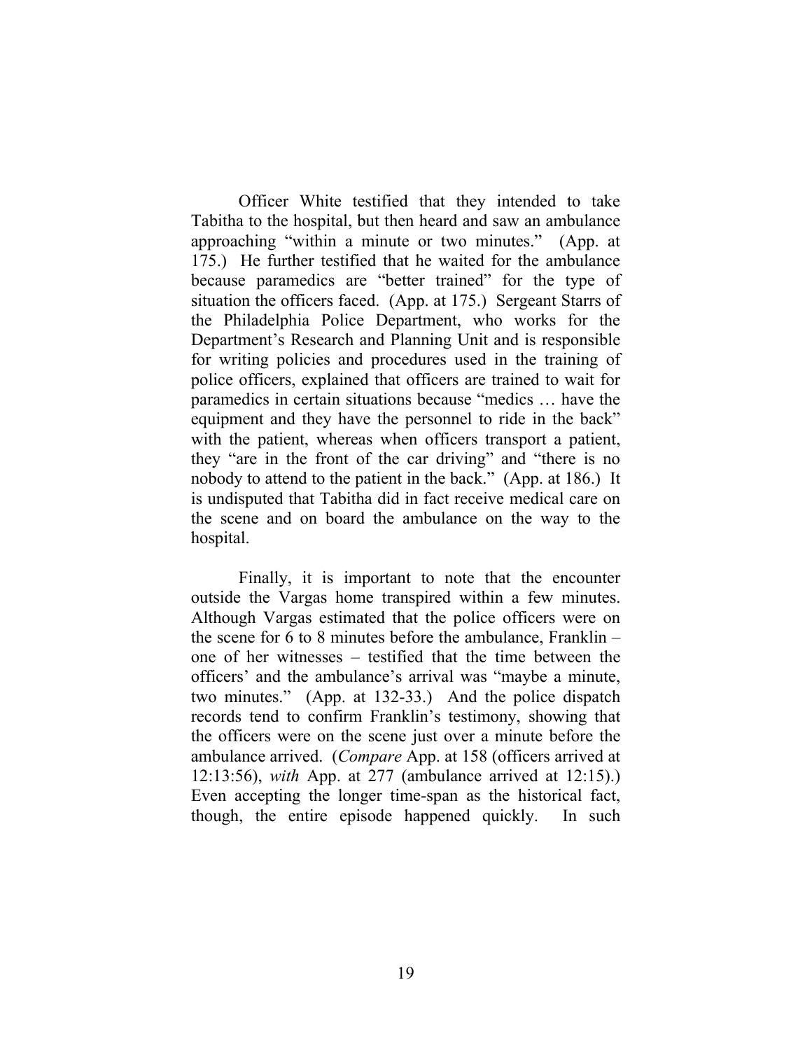Officer White testified that they intended to take Tabitha to the hospital, but then heard and saw an ambulance approaching "within a minute or two minutes." (App. at 175.) He further testified that he waited for the ambulance because paramedics are "better trained" for the type of situation the officers faced. (App. at 175.) Sergeant Starrs of the Philadelphia Police Department, who works for the Department's Research and Planning Unit and is responsible for writing policies and procedures used in the training of police officers, explained that officers are trained to wait for paramedics in certain situations because "medics … have the equipment and they have the personnel to ride in the back" with the patient, whereas when officers transport a patient, they "are in the front of the car driving" and "there is no nobody to attend to the patient in the back." (App. at 186.) It is undisputed that Tabitha did in fact receive medical care on the scene and on board the ambulance on the way to the hospital.

Finally, it is important to note that the encounter outside the Vargas home transpired within a few minutes. Although Vargas estimated that the police officers were on the scene for 6 to 8 minutes before the ambulance, Franklin – one of her witnesses – testified that the time between the officers' and the ambulance's arrival was "maybe a minute, two minutes." (App. at 132-33.) And the police dispatch records tend to confirm Franklin's testimony, showing that the officers were on the scene just over a minute before the ambulance arrived. (*Compare* App. at 158 (officers arrived at 12:13:56), *with* App. at 277 (ambulance arrived at 12:15).) Even accepting the longer time-span as the historical fact, though, the entire episode happened quickly. In such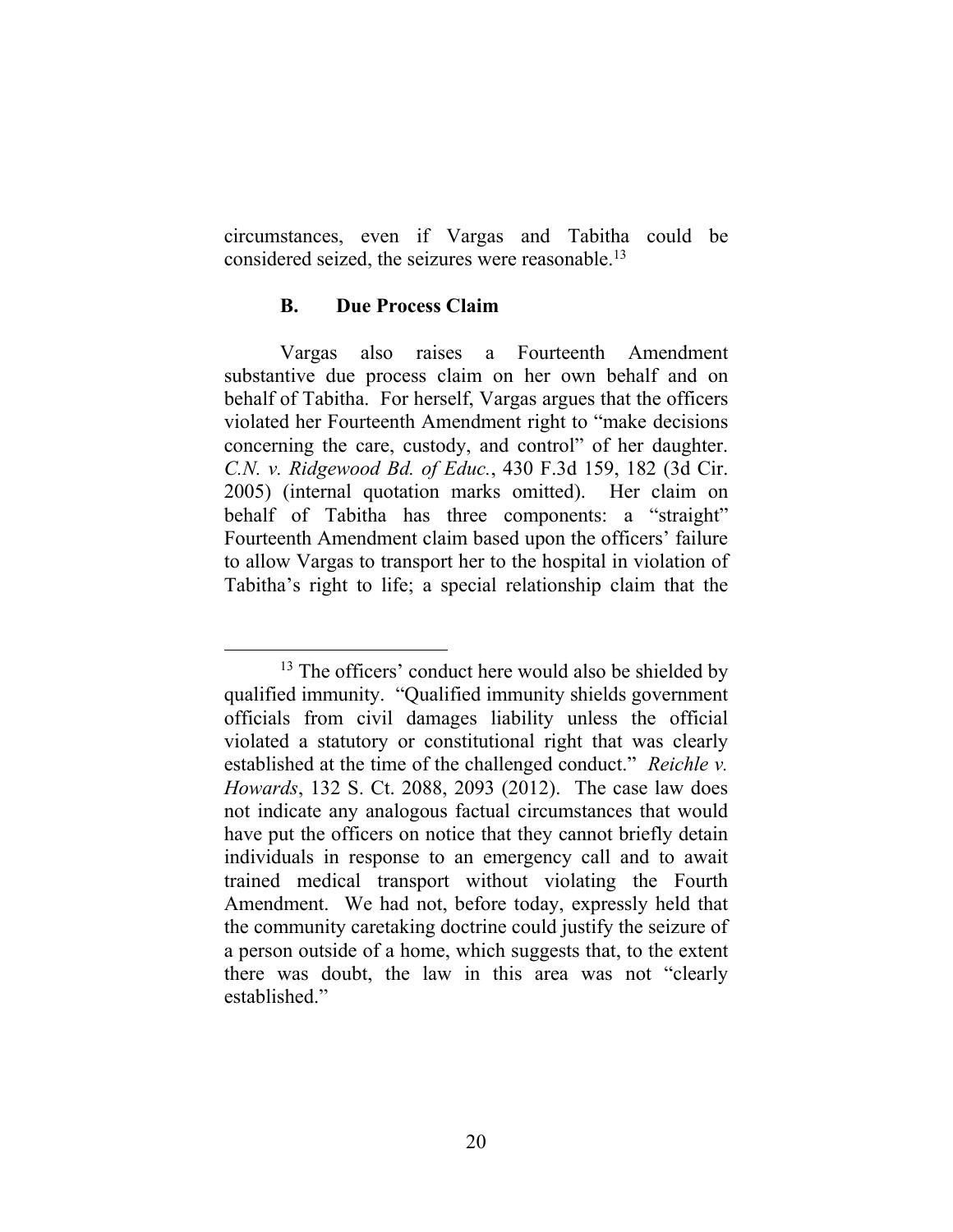circumstances, even if Vargas and Tabitha could be considered seized, the seizures were reasonable.[13]

### B. Due Process Claim

Vargas also raises a Fourteenth Amendment substantive due process claim on her own behalf and on behalf of Tabitha. For herself, Vargas argues that the officers violated her Fourteenth Amendment right to "make decisions concerning the care, custody, and control" of her daughter. *C.N. v. Ridgewood Bd. of Educ.*, 430 F.3d 159, 182 (3d Cir. 2005) (internal quotation marks omitted). Her claim on behalf of Tabitha has three components: a "straight" Fourteenth Amendment claim based upon the officers' failure to allow Vargas to transport her to the hospital in violation of Tabitha's right to life; a special relationship claim that the

---

[13] The officers' conduct here would also be shielded by qualified immunity. "Qualified immunity shields government officials from civil damages liability unless the official violated a statutory or constitutional right that was clearly established at the time of the challenged conduct." *Reichle v. Howards*, 132 S. Ct. 2088, 2093 (2012). The case law does not indicate any analogous factual circumstances that would have put the officers on notice that they cannot briefly detain individuals in response to an emergency call and to await trained medical transport without violating the Fourth Amendment. We had not, before today, expressly held that the community caretaking doctrine could justify the seizure of a person outside of a home, which suggests that, to the extent there was doubt, the law in this area was not "clearly established."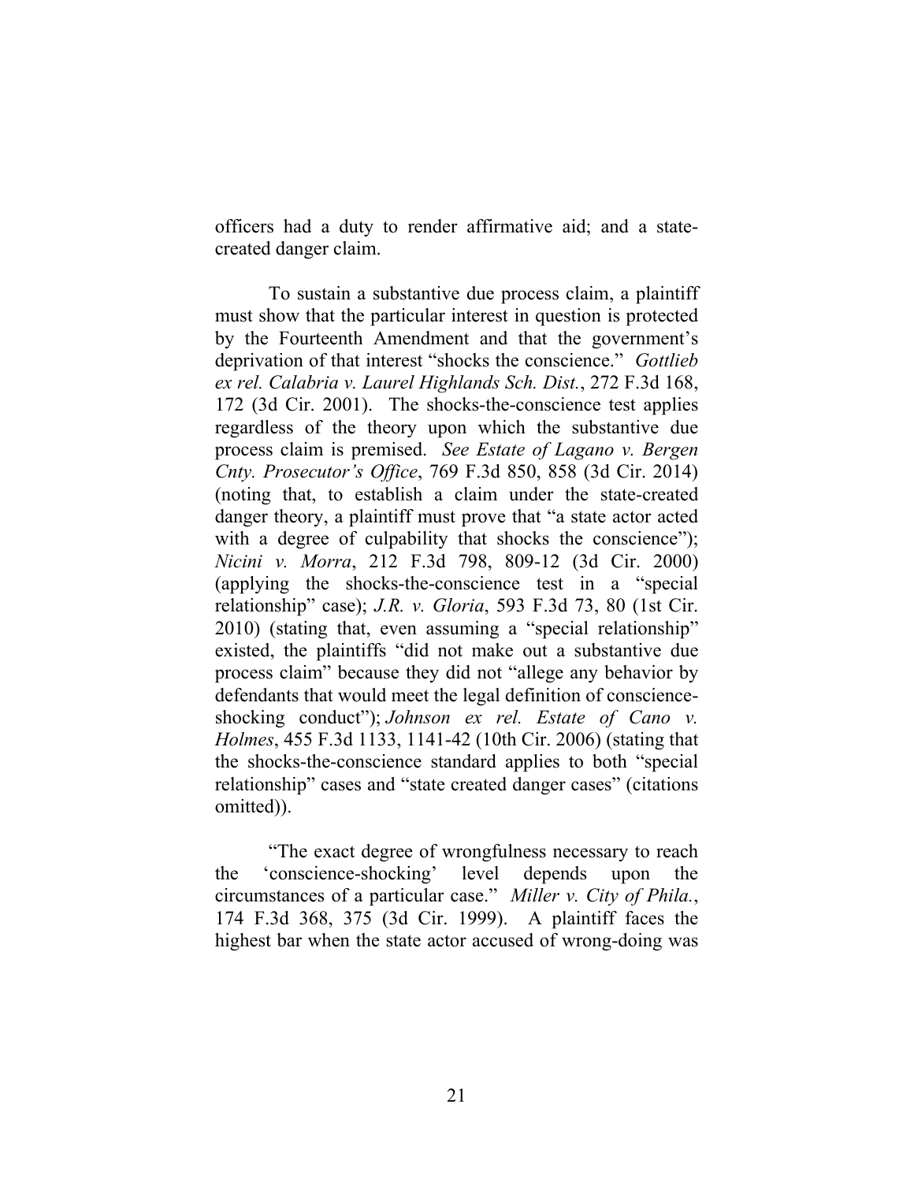officers had a duty to render affirmative aid; and a state-created danger claim.

To sustain a substantive due process claim, a plaintiff must show that the particular interest in question is protected by the Fourteenth Amendment and that the government's deprivation of that interest "shocks the conscience." *Gottlieb ex rel. Calabria v. Laurel Highlands Sch. Dist.*, 272 F.3d 168, 172 (3d Cir. 2001). The shocks-the-conscience test applies regardless of the theory upon which the substantive due process claim is premised. *See Estate of Lagano v. Bergen Cnty. Prosecutor's Office*, 769 F.3d 850, 858 (3d Cir. 2014) (noting that, to establish a claim under the state-created danger theory, a plaintiff must prove that "a state actor acted with a degree of culpability that shocks the conscience"); *Nicini v. Morra*, 212 F.3d 798, 809-12 (3d Cir. 2000) (applying the shocks-the-conscience test in a "special relationship" case); *J.R. v. Gloria*, 593 F.3d 73, 80 (1st Cir. 2010) (stating that, even assuming a "special relationship" existed, the plaintiffs "did not make out a substantive due process claim" because they did not "allege any behavior by defendants that would meet the legal definition of conscience-shocking conduct"); *Johnson ex rel. Estate of Cano v. Holmes*, 455 F.3d 1133, 1141-42 (10th Cir. 2006) (stating that the shocks-the-conscience standard applies to both "special relationship" cases and "state created danger cases" (citations omitted)).

"The exact degree of wrongfulness necessary to reach the 'conscience-shocking' level depends upon the circumstances of a particular case." *Miller v. City of Phila.*, 174 F.3d 368, 375 (3d Cir. 1999). A plaintiff faces the highest bar when the state actor accused of wrong-doing was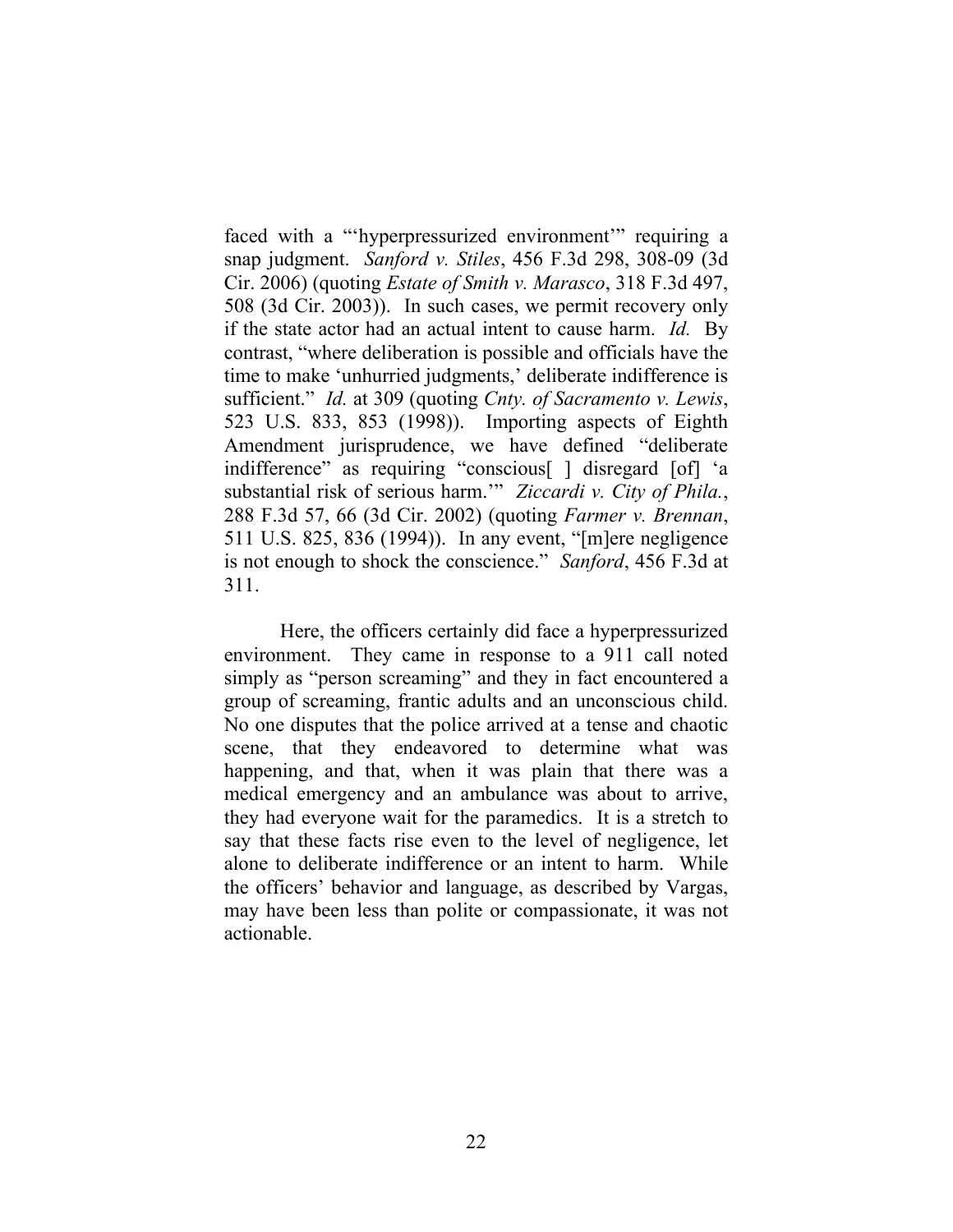faced with a "'hyperpressurized environment'" requiring a snap judgment. *Sanford v. Stiles*, 456 F.3d 298, 308-09 (3d Cir. 2006) (quoting *Estate of Smith v. Marasco*, 318 F.3d 497, 508 (3d Cir. 2003)). In such cases, we permit recovery only if the state actor had an actual intent to cause harm. *Id.* By contrast, "where deliberation is possible and officials have the time to make 'unhurried judgments,' deliberate indifference is sufficient." *Id.* at 309 (quoting *Cnty. of Sacramento v. Lewis*, 523 U.S. 833, 853 (1998)). Importing aspects of Eighth Amendment jurisprudence, we have defined "deliberate indifference" as requiring "conscious[ ] disregard [of] 'a substantial risk of serious harm.'" *Ziccardi v. City of Phila.*, 288 F.3d 57, 66 (3d Cir. 2002) (quoting *Farmer v. Brennan*, 511 U.S. 825, 836 (1994)). In any event, "[m]ere negligence is not enough to shock the conscience." *Sanford*, 456 F.3d at 311.

Here, the officers certainly did face a hyperpressurized environment. They came in response to a 911 call noted simply as "person screaming" and they in fact encountered a group of screaming, frantic adults and an unconscious child. No one disputes that the police arrived at a tense and chaotic scene, that they endeavored to determine what was happening, and that, when it was plain that there was a medical emergency and an ambulance was about to arrive, they had everyone wait for the paramedics. It is a stretch to say that these facts rise even to the level of negligence, let alone to deliberate indifference or an intent to harm. While the officers' behavior and language, as described by Vargas, may have been less than polite or compassionate, it was not actionable.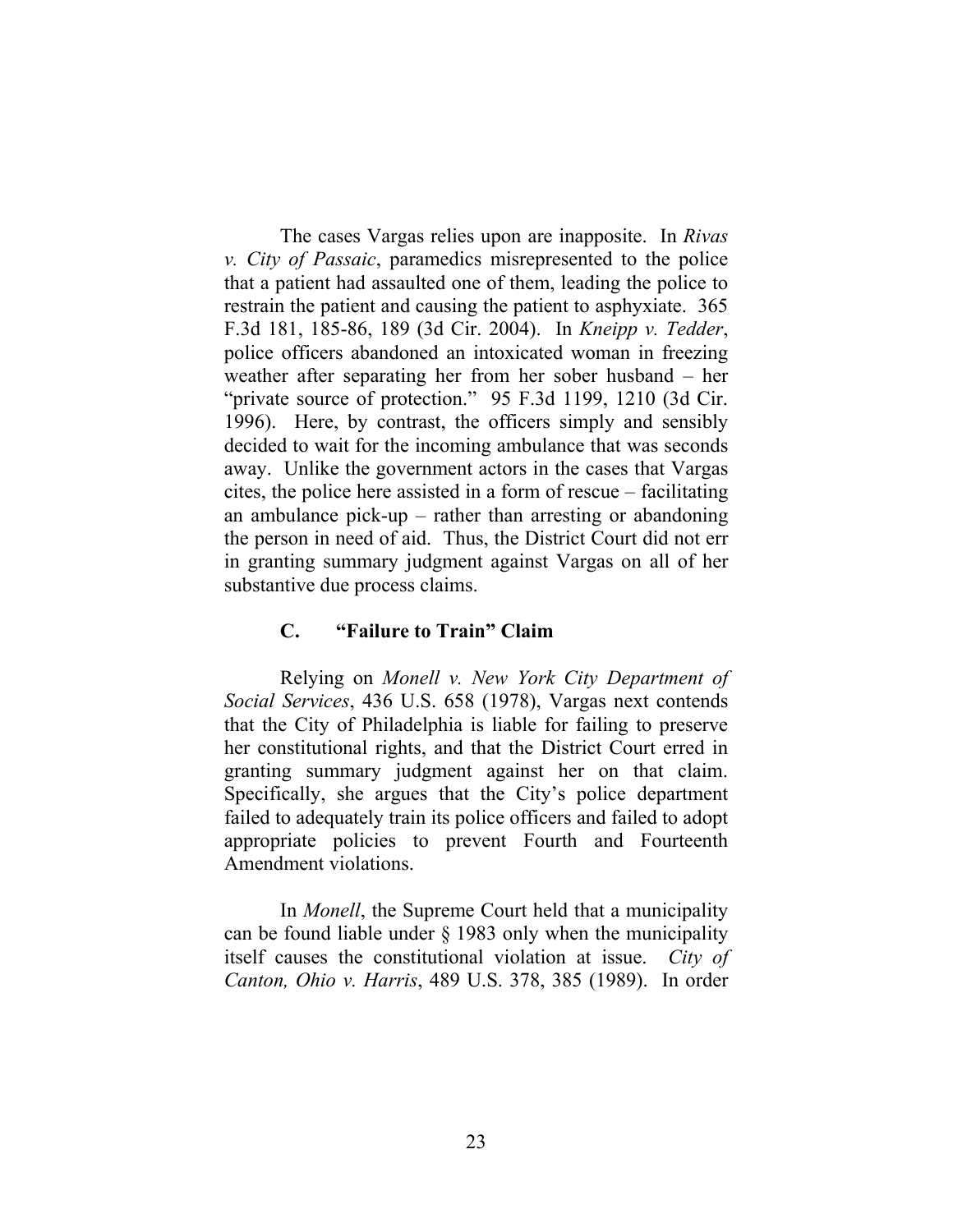The cases Vargas relies upon are inapposite. In *Rivas v. City of Passaic*, paramedics misrepresented to the police that a patient had assaulted one of them, leading the police to restrain the patient and causing the patient to asphyxiate. 365 F.3d 181, 185-86, 189 (3d Cir. 2004). In *Kneipp v. Tedder*, police officers abandoned an intoxicated woman in freezing weather after separating her from her sober husband – her "private source of protection." 95 F.3d 1199, 1210 (3d Cir. 1996). Here, by contrast, the officers simply and sensibly decided to wait for the incoming ambulance that was seconds away. Unlike the government actors in the cases that Vargas cites, the police here assisted in a form of rescue – facilitating an ambulance pick-up – rather than arresting or abandoning the person in need of aid. Thus, the District Court did not err in granting summary judgment against Vargas on all of her substantive due process claims.

### C. "Failure to Train" Claim

Relying on *Monell v. New York City Department of Social Services*, 436 U.S. 658 (1978), Vargas next contends that the City of Philadelphia is liable for failing to preserve her constitutional rights, and that the District Court erred in granting summary judgment against her on that claim. Specifically, she argues that the City's police department failed to adequately train its police officers and failed to adopt appropriate policies to prevent Fourth and Fourteenth Amendment violations.

In *Monell*, the Supreme Court held that a municipality can be found liable under § 1983 only when the municipality itself causes the constitutional violation at issue. *City of Canton, Ohio v. Harris*, 489 U.S. 378, 385 (1989). In order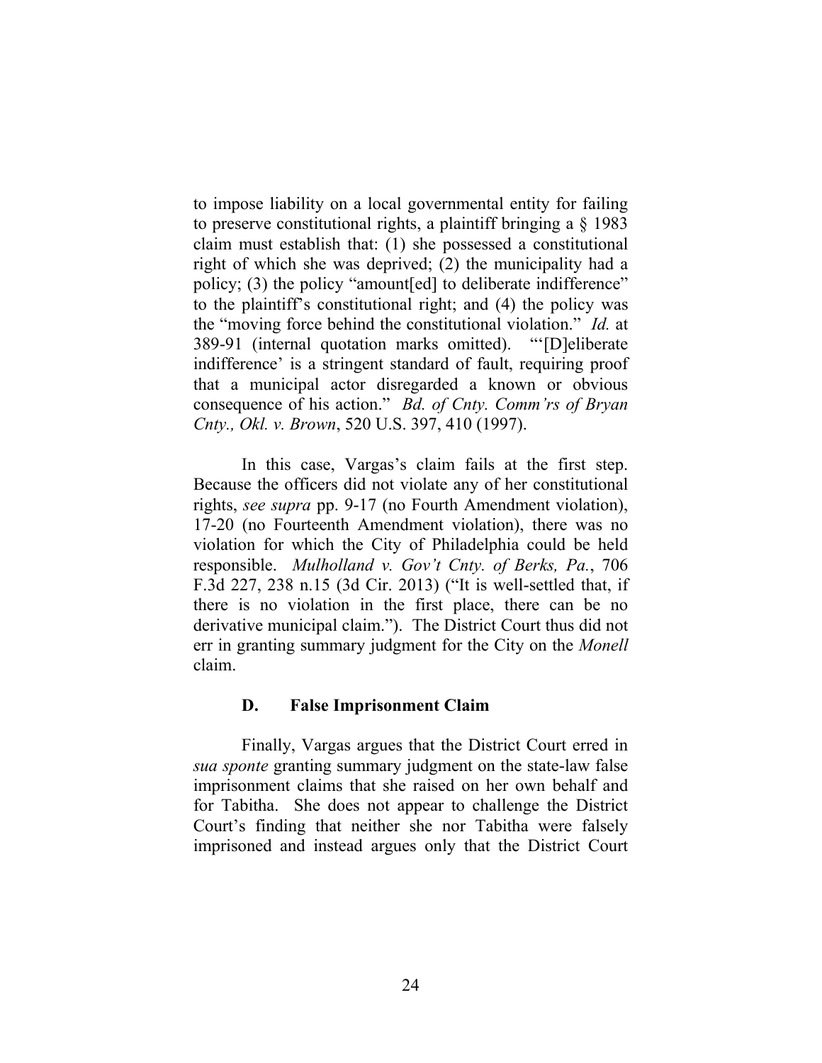to impose liability on a local governmental entity for failing to preserve constitutional rights, a plaintiff bringing a § 1983 claim must establish that: (1) she possessed a constitutional right of which she was deprived; (2) the municipality had a policy; (3) the policy "amount[ed] to deliberate indifference" to the plaintiff's constitutional right; and (4) the policy was the "moving force behind the constitutional violation." *Id.* at 389-91 (internal quotation marks omitted). "'[D]eliberate indifference' is a stringent standard of fault, requiring proof that a municipal actor disregarded a known or obvious consequence of his action." *Bd. of Cnty. Comm'rs of Bryan Cnty., Okl. v. Brown*, 520 U.S. 397, 410 (1997).

In this case, Vargas's claim fails at the first step. Because the officers did not violate any of her constitutional rights, *see supra* pp. 9-17 (no Fourth Amendment violation), 17-20 (no Fourteenth Amendment violation), there was no violation for which the City of Philadelphia could be held responsible. *Mulholland v. Gov't Cnty. of Berks, Pa.*, 706 F.3d 227, 238 n.15 (3d Cir. 2013) ("It is well-settled that, if there is no violation in the first place, there can be no derivative municipal claim."). The District Court thus did not err in granting summary judgment for the City on the *Monell* claim.

### D. False Imprisonment Claim

Finally, Vargas argues that the District Court erred in *sua sponte* granting summary judgment on the state-law false imprisonment claims that she raised on her own behalf and for Tabitha. She does not appear to challenge the District Court's finding that neither she nor Tabitha were falsely imprisoned and instead argues only that the District Court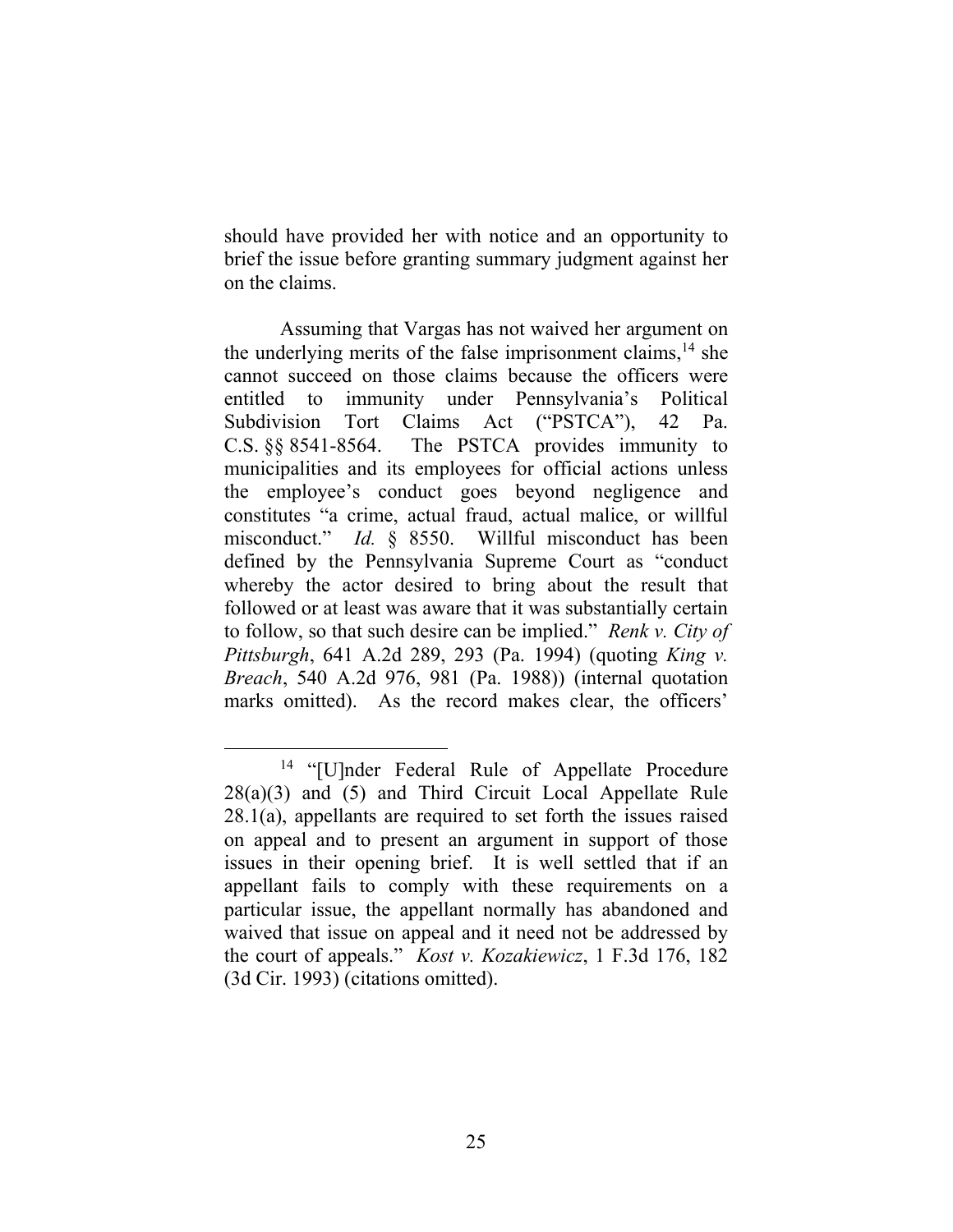should have provided her with notice and an opportunity to brief the issue before granting summary judgment against her on the claims.

Assuming that Vargas has not waived her argument on the underlying merits of the false imprisonment claims,[14] she cannot succeed on those claims because the officers were entitled to immunity under Pennsylvania's Political Subdivision Tort Claims Act ("PSTCA"), 42 Pa. C.S. §§ 8541-8564. The PSTCA provides immunity to municipalities and its employees for official actions unless the employee's conduct goes beyond negligence and constitutes "a crime, actual fraud, actual malice, or willful misconduct." *Id.* § 8550. Willful misconduct has been defined by the Pennsylvania Supreme Court as "conduct whereby the actor desired to bring about the result that followed or at least was aware that it was substantially certain to follow, so that such desire can be implied." *Renk v. City of Pittsburgh*, 641 A.2d 289, 293 (Pa. 1994) (quoting *King v. Breach*, 540 A.2d 976, 981 (Pa. 1988)) (internal quotation marks omitted). As the record makes clear, the officers'

---

[14] "[U]nder Federal Rule of Appellate Procedure 28(a)(3) and (5) and Third Circuit Local Appellate Rule 28.1(a), appellants are required to set forth the issues raised on appeal and to present an argument in support of those issues in their opening brief. It is well settled that if an appellant fails to comply with these requirements on a particular issue, the appellant normally has abandoned and waived that issue on appeal and it need not be addressed by the court of appeals." *Kost v. Kozakiewicz*, 1 F.3d 176, 182 (3d Cir. 1993) (citations omitted).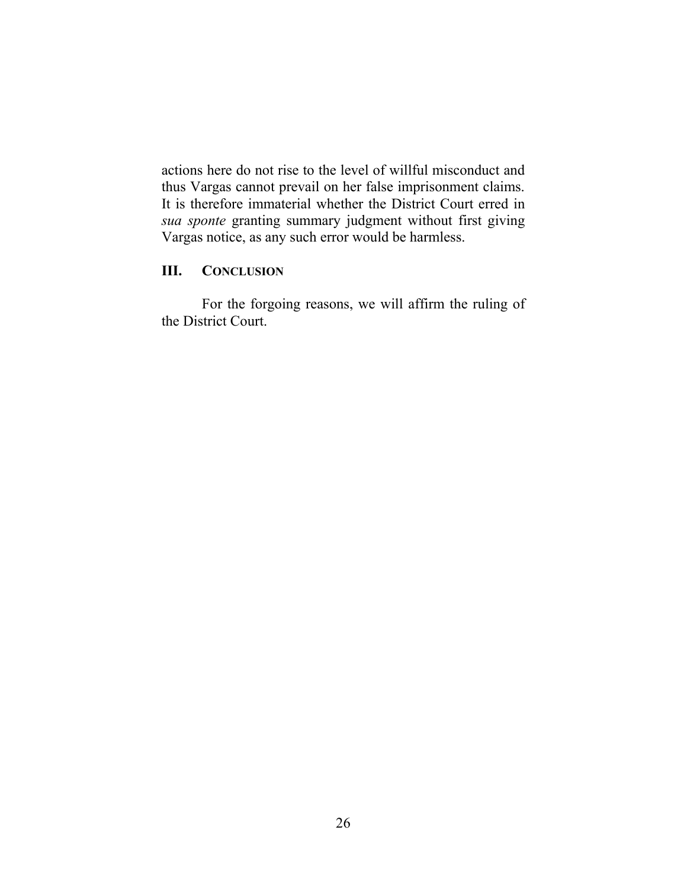actions here do not rise to the level of willful misconduct and thus Vargas cannot prevail on her false imprisonment claims. It is therefore immaterial whether the District Court erred in *sua sponte* granting summary judgment without first giving Vargas notice, as any such error would be harmless.

## III. CONCLUSION

For the forgoing reasons, we will affirm the ruling of the District Court.